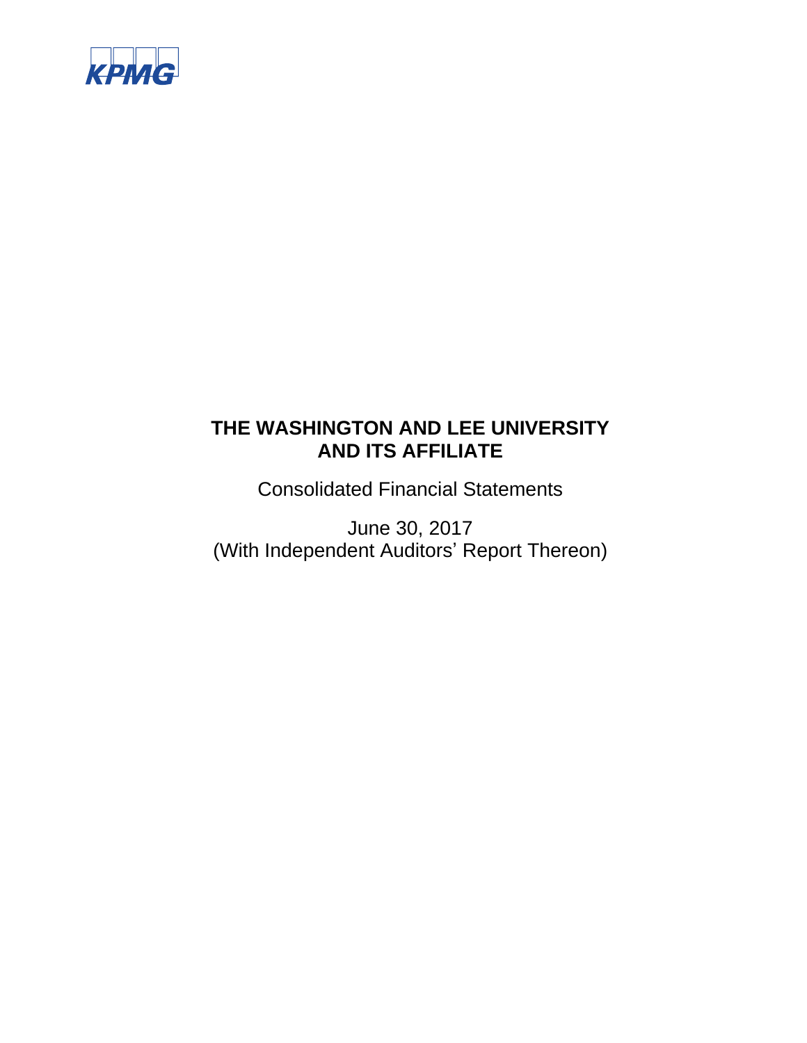KPMG

# THE WASHINGTON AND LEE UNIVERSITY AND ITS AFFILIATE

Consolidated Financial Statements

June 30, 2017

(With Independent Auditors' Report Thereon)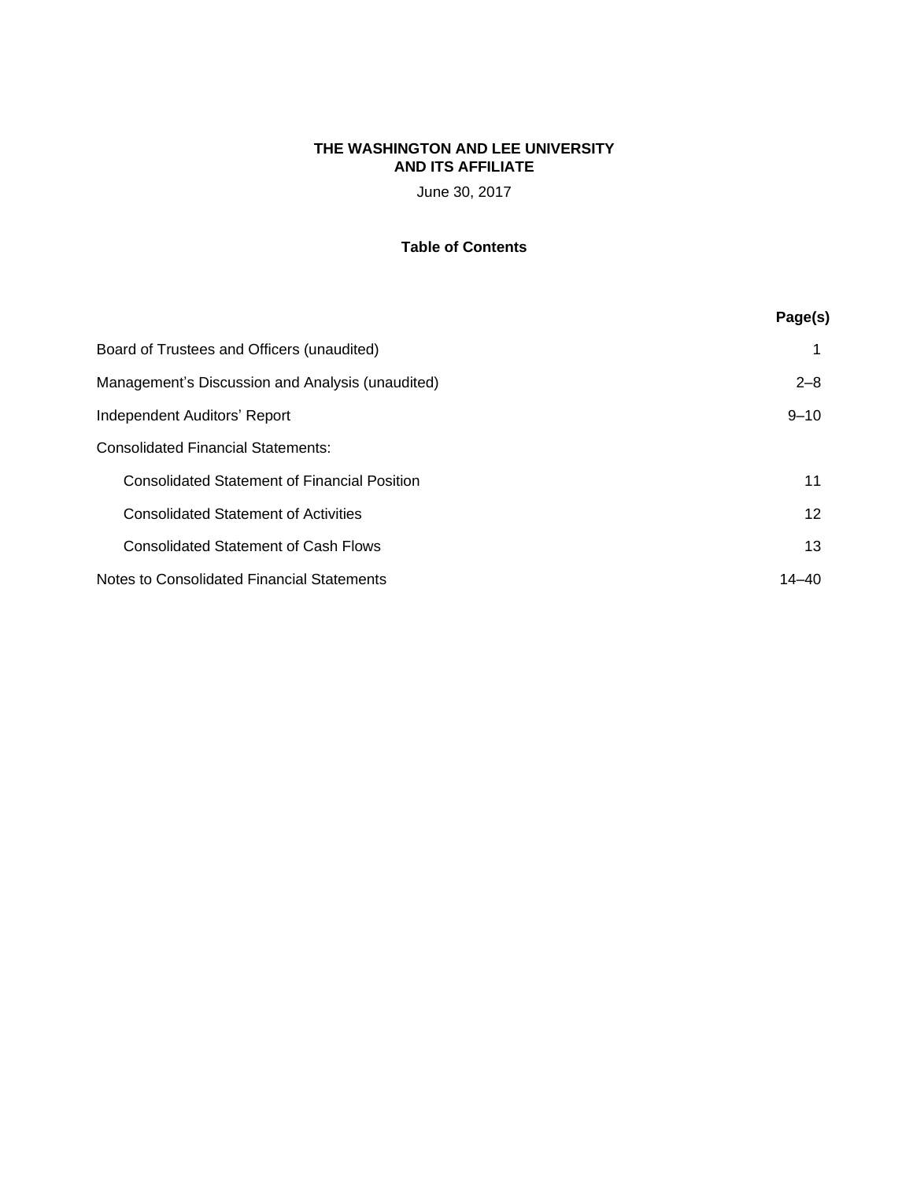**THE WASHINGTON AND LEE UNIVERSITY**
**AND ITS AFFILIATE**

June 30, 2017

## Table of Contents

| | Page(s) |
|---|---|
| Board of Trustees and Officers (unaudited) | 1 |
| Management's Discussion and Analysis (unaudited) | 2–8 |
| Independent Auditors' Report | 9–10 |
| Consolidated Financial Statements: | |
| Consolidated Statement of Financial Position | 11 |
| Consolidated Statement of Activities | 12 |
| Consolidated Statement of Cash Flows | 13 |
| Notes to Consolidated Financial Statements | 14–40 |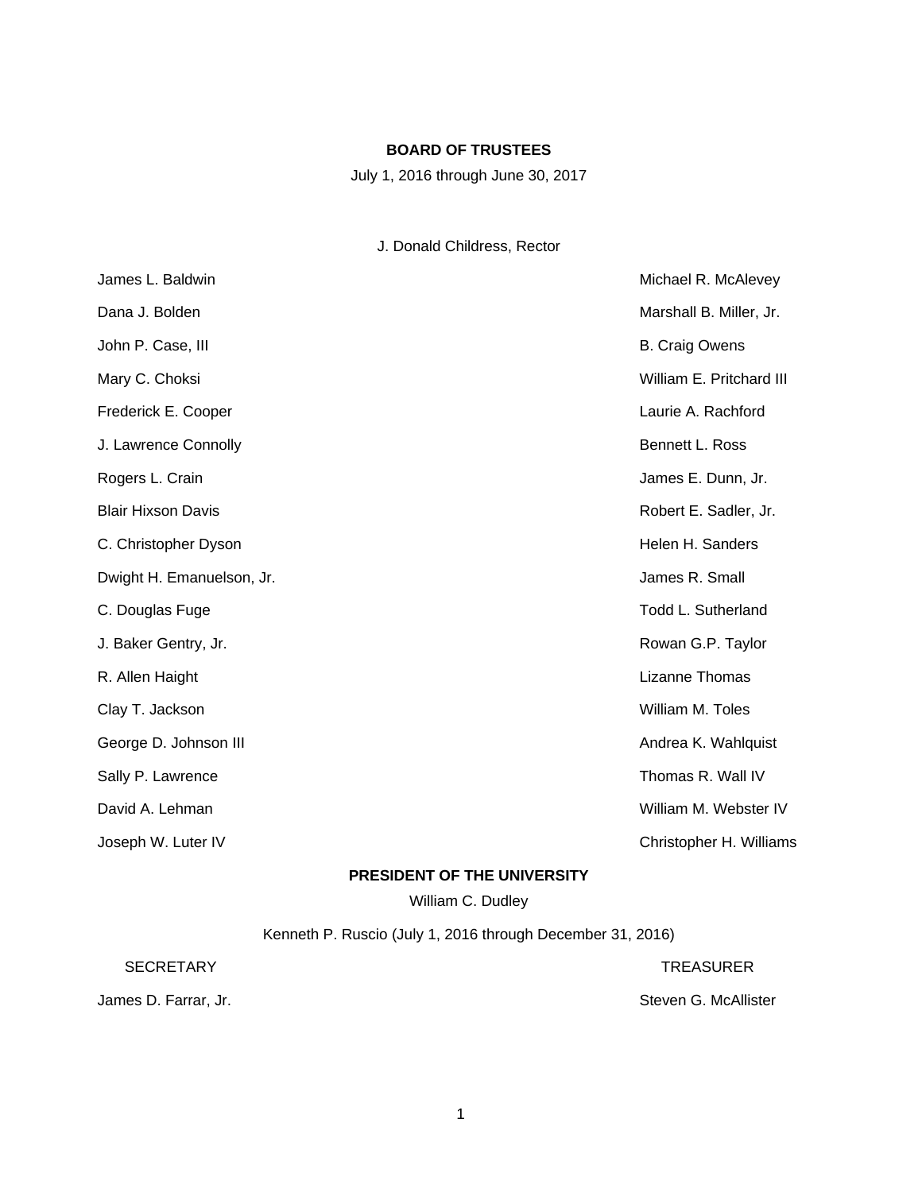## BOARD OF TRUSTEES

July 1, 2016 through June 30, 2017

J. Donald Childress, Rector

James L. Baldwin
Dana J. Bolden
John P. Case, III
Mary C. Choksi
Frederick E. Cooper
J. Lawrence Connolly
Rogers L. Crain
Blair Hixson Davis
C. Christopher Dyson
Dwight H. Emanuelson, Jr.
C. Douglas Fuge
J. Baker Gentry, Jr.
R. Allen Haight
Clay T. Jackson
George D. Johnson III
Sally P. Lawrence
David A. Lehman
Joseph W. Luter IV
Michael R. McAlevey
Marshall B. Miller, Jr.
B. Craig Owens
William E. Pritchard III
Laurie A. Rachford
Bennett L. Ross
James E. Dunn, Jr.
Robert E. Sadler, Jr.
Helen H. Sanders
James R. Small
Todd L. Sutherland
Rowan G.P. Taylor
Lizanne Thomas
William M. Toles
Andrea K. Wahlquist
Thomas R. Wall IV
William M. Webster IV
Christopher H. Williams

## PRESIDENT OF THE UNIVERSITY

William C. Dudley

Kenneth P. Ruscio (July 1, 2016 through December 31, 2016)

SECRETARY

James D. Farrar, Jr.

TREASURER

Steven G. McAllister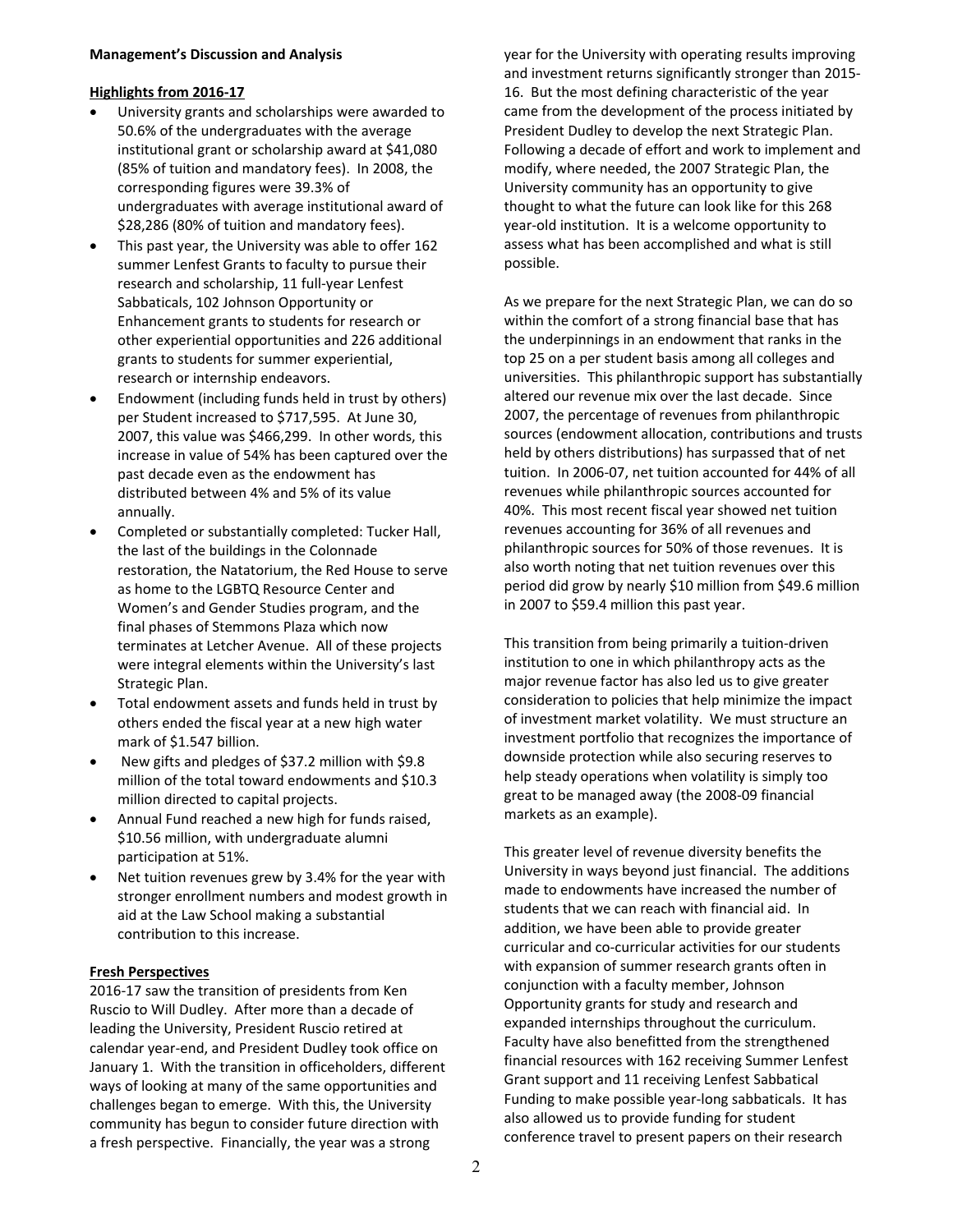**Management's Discussion and Analysis**

**Highlights from 2016-17**

- University grants and scholarships were awarded to 50.6% of the undergraduates with the average institutional grant or scholarship award at $41,080 (85% of tuition and mandatory fees). In 2008, the corresponding figures were 39.3% of undergraduates with average institutional award of $28,286 (80% of tuition and mandatory fees).
- This past year, the University was able to offer 162 summer Lenfest Grants to faculty to pursue their research and scholarship, 11 full-year Lenfest Sabbaticals, 102 Johnson Opportunity or Enhancement grants to students for research or other experiential opportunities and 226 additional grants to students for summer experiential, research or internship endeavors.
- Endowment (including funds held in trust by others) per Student increased to $717,595. At June 30, 2007, this value was $466,299. In other words, this increase in value of 54% has been captured over the past decade even as the endowment has distributed between 4% and 5% of its value annually.
- Completed or substantially completed: Tucker Hall, the last of the buildings in the Colonnade restoration, the Natatorium, the Red House to serve as home to the LGBTQ Resource Center and Women's and Gender Studies program, and the final phases of Stemmons Plaza which now terminates at Letcher Avenue. All of these projects were integral elements within the University's last Strategic Plan.
- Total endowment assets and funds held in trust by others ended the fiscal year at a new high water mark of $1.547 billion.
- New gifts and pledges of $37.2 million with $9.8 million of the total toward endowments and $10.3 million directed to capital projects.
- Annual Fund reached a new high for funds raised, $10.56 million, with undergraduate alumni participation at 51%.
- Net tuition revenues grew by 3.4% for the year with stronger enrollment numbers and modest growth in aid at the Law School making a substantial contribution to this increase.

**Fresh Perspectives**

2016-17 saw the transition of presidents from Ken Ruscio to Will Dudley. After more than a decade of leading the University, President Ruscio retired at calendar year-end, and President Dudley took office on January 1. With the transition in officeholders, different ways of looking at many of the same opportunities and challenges began to emerge. With this, the University community has begun to consider future direction with a fresh perspective. Financially, the year was a strong year for the University with operating results improving and investment returns significantly stronger than 2015-16. But the most defining characteristic of the year came from the development of the process initiated by President Dudley to develop the next Strategic Plan. Following a decade of effort and work to implement and modify, where needed, the 2007 Strategic Plan, the University community has an opportunity to give thought to what the future can look like for this 268 year-old institution. It is a welcome opportunity to assess what has been accomplished and what is still possible.

As we prepare for the next Strategic Plan, we can do so within the comfort of a strong financial base that has the underpinnings in an endowment that ranks in the top 25 on a per student basis among all colleges and universities. This philanthropic support has substantially altered our revenue mix over the last decade. Since 2007, the percentage of revenues from philanthropic sources (endowment allocation, contributions and trusts held by others distributions) has surpassed that of net tuition. In 2006-07, net tuition accounted for 44% of all revenues while philanthropic sources accounted for 40%. This most recent fiscal year showed net tuition revenues accounting for 36% of all revenues and philanthropic sources for 50% of those revenues. It is also worth noting that net tuition revenues over this period did grow by nearly $10 million from $49.6 million in 2007 to $59.4 million this past year.

This transition from being primarily a tuition-driven institution to one in which philanthropy acts as the major revenue factor has also led us to give greater consideration to policies that help minimize the impact of investment market volatility. We must structure an investment portfolio that recognizes the importance of downside protection while also securing reserves to help steady operations when volatility is simply too great to be managed away (the 2008-09 financial markets as an example).

This greater level of revenue diversity benefits the University in ways beyond just financial. The additions made to endowments have increased the number of students that we can reach with financial aid. In addition, we have been able to provide greater curricular and co-curricular activities for our students with expansion of summer research grants often in conjunction with a faculty member, Johnson Opportunity grants for study and research and expanded internships throughout the curriculum. Faculty have also benefitted from the strengthened financial resources with 162 receiving Summer Lenfest Grant support and 11 receiving Lenfest Sabbatical Funding to make possible year-long sabbaticals. It has also allowed us to provide funding for student conference travel to present papers on their research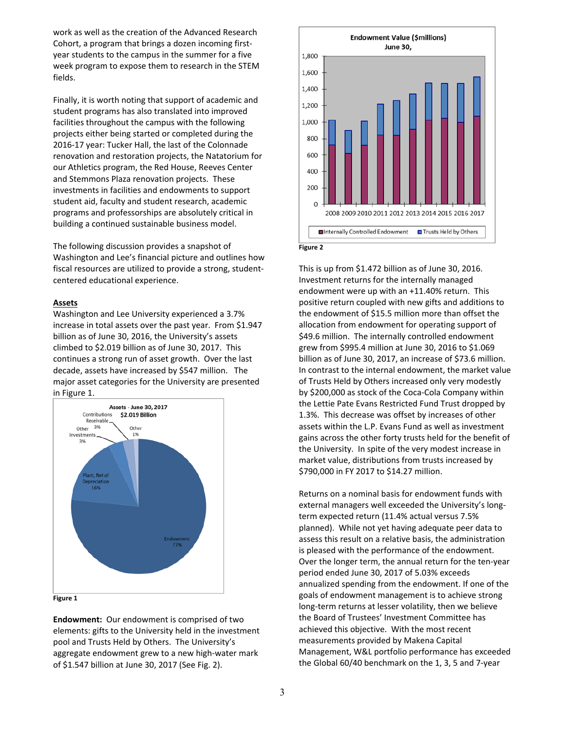work as well as the creation of the Advanced Research Cohort, a program that brings a dozen incoming first-year students to the campus in the summer for a five week program to expose them to research in the STEM fields.

Finally, it is worth noting that support of academic and student programs has also translated into improved facilities throughout the campus with the following projects either being started or completed during the 2016-17 year: Tucker Hall, the last of the Colonnade renovation and restoration projects, the Natatorium for our Athletics program, the Red House, Reeves Center and Stemmons Plaza renovation projects. These investments in facilities and endowments to support student aid, faculty and student research, academic programs and professorships are absolutely critical in building a continued sustainable business model.

The following discussion provides a snapshot of Washington and Lee's financial picture and outlines how fiscal resources are utilized to provide a strong, student-centered educational experience.

**Assets**

Washington and Lee University experienced a 3.7% increase in total assets over the past year. From $1.947 billion as of June 30, 2016, the University's assets climbed to $2.019 billion as of June 30, 2017. This continues a strong run of asset growth. Over the last decade, assets have increased by $547 million. The major asset categories for the University are presented in Figure 1.

Figure 1

**Endowment:** Our endowment is comprised of two elements: gifts to the University held in the investment pool and Trusts Held by Others. The University's aggregate endowment grew to a new high-water mark of $1.547 billion at June 30, 2017 (See Fig. 2).

Figure 2

This is up from $1.472 billion as of June 30, 2016. Investment returns for the internally managed endowment were up with an +11.40% return. This positive return coupled with new gifts and additions to the endowment of $15.5 million more than offset the allocation from endowment for operating support of $49.6 million. The internally controlled endowment grew from $995.4 million at June 30, 2016 to $1.069 billion as of June 30, 2017, an increase of $73.6 million. In contrast to the internal endowment, the market value of Trusts Held by Others increased only very modestly by $200,000 as stock of the Coca-Cola Company within the Lettie Pate Evans Restricted Fund Trust dropped by 1.3%. This decrease was offset by increases of other assets within the L.P. Evans Fund as well as investment gains across the other forty trusts held for the benefit of the University. In spite of the very modest increase in market value, distributions from trusts increased by $790,000 in FY 2017 to $14.27 million.

Returns on a nominal basis for endowment funds with external managers well exceeded the University's long-term expected return (11.4% actual versus 7.5% planned). While not yet having adequate peer data to assess this result on a relative basis, the administration is pleased with the performance of the endowment. Over the longer term, the annual return for the ten-year period ended June 30, 2017 of 5.03% exceeds annualized spending from the endowment. If one of the goals of endowment management is to achieve strong long-term returns at lesser volatility, then we believe the Board of Trustees' Investment Committee has achieved this objective. With the most recent measurements provided by Makena Capital Management, W&L portfolio performance has exceeded the Global 60/40 benchmark on the 1, 3, 5 and 7-year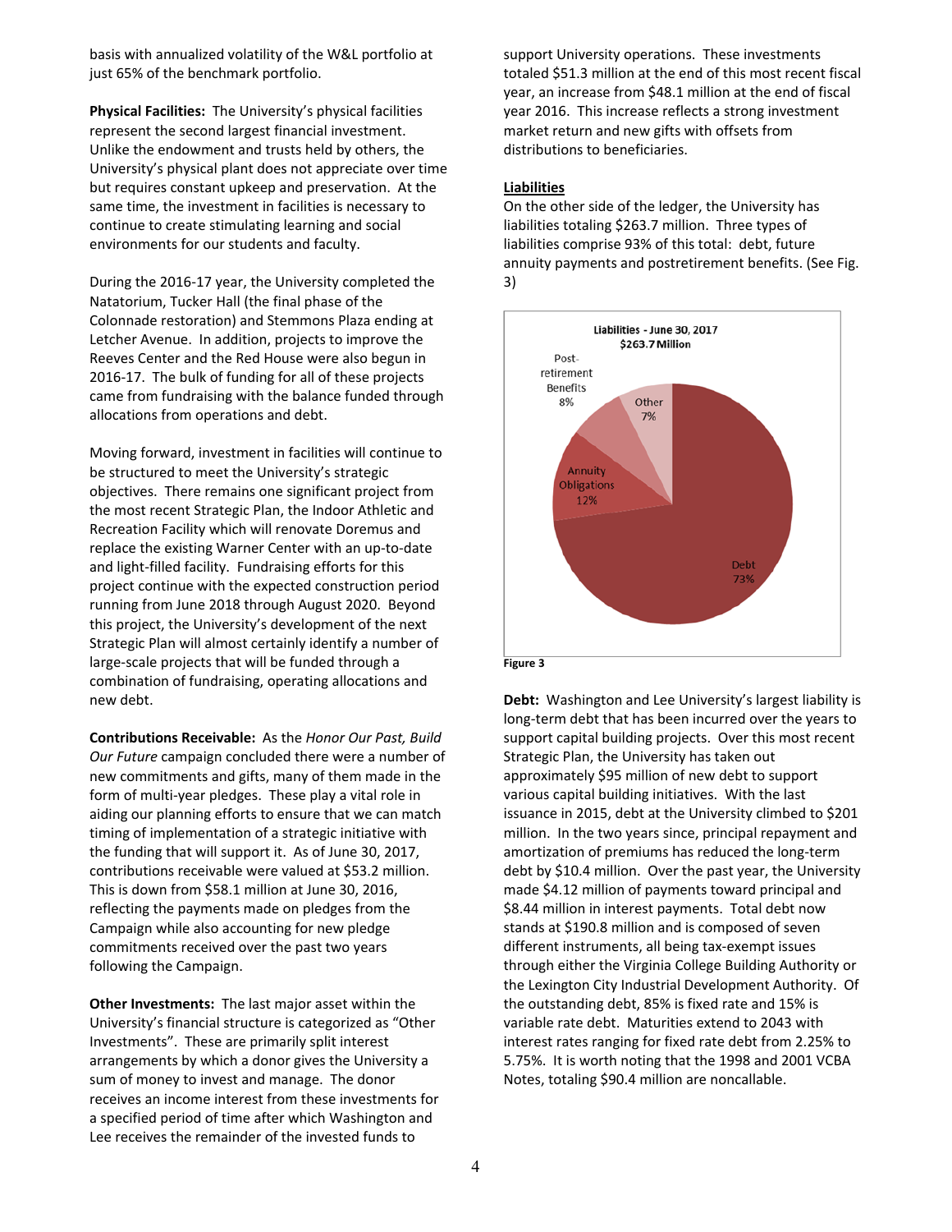basis with annualized volatility of the W&L portfolio at just 65% of the benchmark portfolio.

**Physical Facilities:** The University's physical facilities represent the second largest financial investment. Unlike the endowment and trusts held by others, the University's physical plant does not appreciate over time but requires constant upkeep and preservation. At the same time, the investment in facilities is necessary to continue to create stimulating learning and social environments for our students and faculty.

During the 2016-17 year, the University completed the Natatorium, Tucker Hall (the final phase of the Colonnade restoration) and Stemmons Plaza ending at Letcher Avenue. In addition, projects to improve the Reeves Center and the Red House were also begun in 2016-17. The bulk of funding for all of these projects came from fundraising with the balance funded through allocations from operations and debt.

Moving forward, investment in facilities will continue to be structured to meet the University's strategic objectives. There remains one significant project from the most recent Strategic Plan, the Indoor Athletic and Recreation Facility which will renovate Doremus and replace the existing Warner Center with an up-to-date and light-filled facility. Fundraising efforts for this project continue with the expected construction period running from June 2018 through August 2020. Beyond this project, the University's development of the next Strategic Plan will almost certainly identify a number of large-scale projects that will be funded through a combination of fundraising, operating allocations and new debt.

**Contributions Receivable:** As the *Honor Our Past, Build Our Future* campaign concluded there were a number of new commitments and gifts, many of them made in the form of multi-year pledges. These play a vital role in aiding our planning efforts to ensure that we can match timing of implementation of a strategic initiative with the funding that will support it. As of June 30, 2017, contributions receivable were valued at $53.2 million. This is down from $58.1 million at June 30, 2016, reflecting the payments made on pledges from the Campaign while also accounting for new pledge commitments received over the past two years following the Campaign.

**Other Investments:** The last major asset within the University's financial structure is categorized as "Other Investments". These are primarily split interest arrangements by which a donor gives the University a sum of money to invest and manage. The donor receives an income interest from these investments for a specified period of time after which Washington and Lee receives the remainder of the invested funds to support University operations. These investments totaled $51.3 million at the end of this most recent fiscal year, an increase from $48.1 million at the end of fiscal year 2016. This increase reflects a strong investment market return and new gifts with offsets from distributions to beneficiaries.

## Liabilities

On the other side of the ledger, the University has liabilities totaling $263.7 million. Three types of liabilities comprise 93% of this total: debt, future annuity payments and postretirement benefits. (See Fig. 3)

**Liabilities - June 30, 2017**
**$263.7 Million**

| Category | Share |
|---|---|
| Debt | 73% |
| Annuity Obligations | 12% |
| Post-retirement Benefits | 8% |
| Other | 7% |

**Figure 3**

**Debt:** Washington and Lee University's largest liability is long-term debt that has been incurred over the years to support capital building projects. Over this most recent Strategic Plan, the University has taken out approximately $95 million of new debt to support various capital building initiatives. With the last issuance in 2015, debt at the University climbed to $201 million. In the two years since, principal repayment and amortization of premiums has reduced the long-term debt by $10.4 million. Over the past year, the University made $4.12 million of payments toward principal and $8.44 million in interest payments. Total debt now stands at $190.8 million and is composed of seven different instruments, all being tax-exempt issues through either the Virginia College Building Authority or the Lexington City Industrial Development Authority. Of the outstanding debt, 85% is fixed rate and 15% is variable rate debt. Maturities extend to 2043 with interest rates ranging for fixed rate debt from 2.25% to 5.75%. It is worth noting that the 1998 and 2001 VCBA Notes, totaling $90.4 million are noncallable.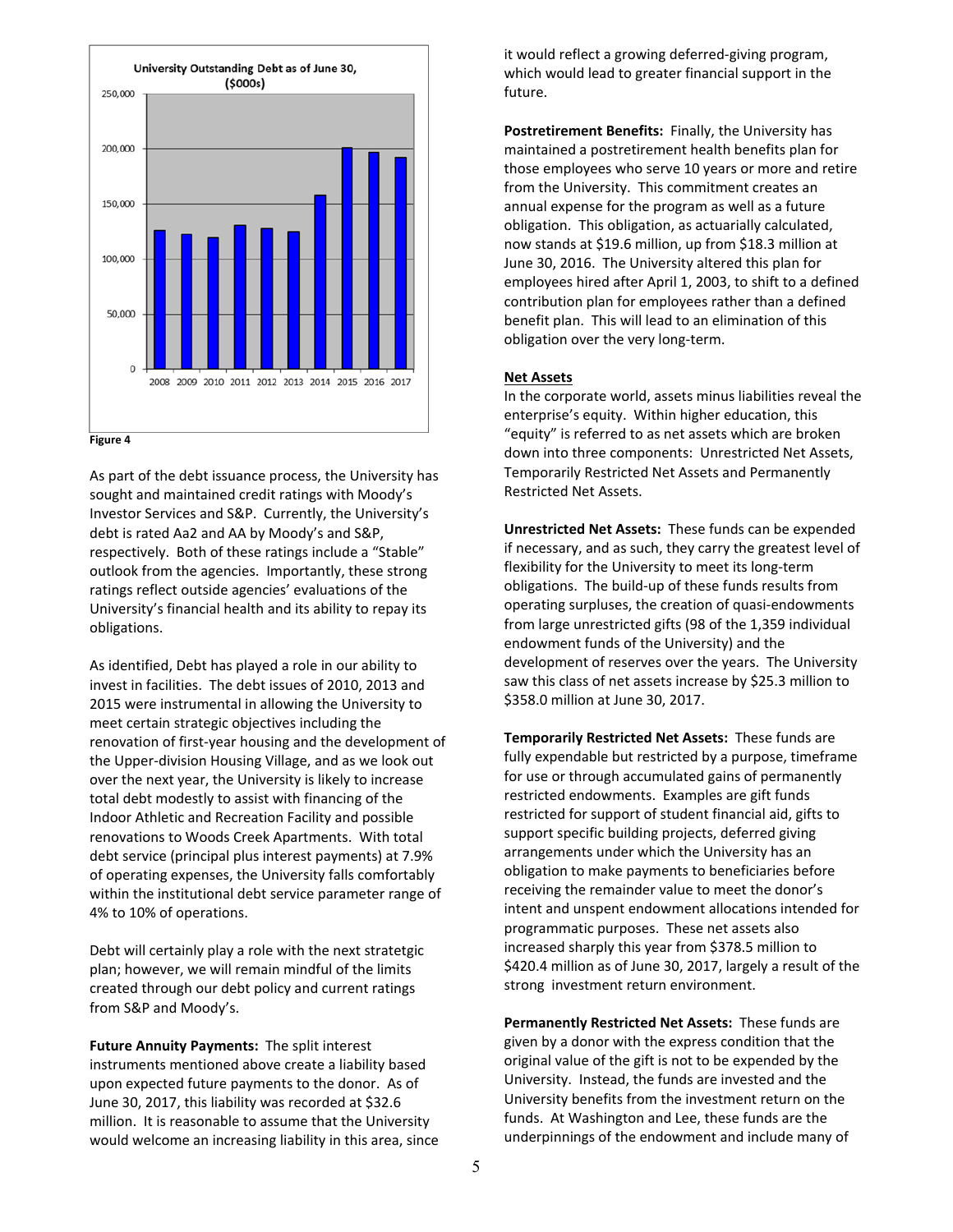University Outstanding Debt as of June 30, ($000s)

Figure 4

As part of the debt issuance process, the University has sought and maintained credit ratings with Moody's Investor Services and S&P. Currently, the University's debt is rated Aa2 and AA by Moody's and S&P, respectively. Both of these ratings include a "Stable" outlook from the agencies. Importantly, these strong ratings reflect outside agencies' evaluations of the University's financial health and its ability to repay its obligations.

As identified, Debt has played a role in our ability to invest in facilities. The debt issues of 2010, 2013 and 2015 were instrumental in allowing the University to meet certain strategic objectives including the renovation of first-year housing and the development of the Upper-division Housing Village, and as we look out over the next year, the University is likely to increase total debt modestly to assist with financing of the Indoor Athletic and Recreation Facility and possible renovations to Woods Creek Apartments. With total debt service (principal plus interest payments) at 7.9% of operating expenses, the University falls comfortably within the institutional debt service parameter range of 4% to 10% of operations.

Debt will certainly play a role with the next stratetgic plan; however, we will remain mindful of the limits created through our debt policy and current ratings from S&P and Moody's.

**Future Annuity Payments:** The split interest instruments mentioned above create a liability based upon expected future payments to the donor. As of June 30, 2017, this liability was recorded at $32.6 million. It is reasonable to assume that the University would welcome an increasing liability in this area, since it would reflect a growing deferred-giving program, which would lead to greater financial support in the future.

**Postretirement Benefits:** Finally, the University has maintained a postretirement health benefits plan for those employees who serve 10 years or more and retire from the University. This commitment creates an annual expense for the program as well as a future obligation. This obligation, as actuarially calculated, now stands at $19.6 million, up from $18.3 million at June 30, 2016. The University altered this plan for employees hired after April 1, 2003, to shift to a defined contribution plan for employees rather than a defined benefit plan. This will lead to an elimination of this obligation over the very long-term.

## Net Assets

In the corporate world, assets minus liabilities reveal the enterprise's equity. Within higher education, this "equity" is referred to as net assets which are broken down into three components: Unrestricted Net Assets, Temporarily Restricted Net Assets and Permanently Restricted Net Assets.

**Unrestricted Net Assets:** These funds can be expended if necessary, and as such, they carry the greatest level of flexibility for the University to meet its long-term obligations. The build-up of these funds results from operating surpluses, the creation of quasi-endowments from large unrestricted gifts (98 of the 1,359 individual endowment funds of the University) and the development of reserves over the years. The University saw this class of net assets increase by $25.3 million to $358.0 million at June 30, 2017.

**Temporarily Restricted Net Assets:** These funds are fully expendable but restricted by a purpose, timeframe for use or through accumulated gains of permanently restricted endowments. Examples are gift funds restricted for support of student financial aid, gifts to support specific building projects, deferred giving arrangements under which the University has an obligation to make payments to beneficiaries before receiving the remainder value to meet the donor's intent and unspent endowment allocations intended for programmatic purposes. These net assets also increased sharply this year from $378.5 million to $420.4 million as of June 30, 2017, largely a result of the strong investment return environment.

**Permanently Restricted Net Assets:** These funds are given by a donor with the express condition that the original value of the gift is not to be expended by the University. Instead, the funds are invested and the University benefits from the investment return on the funds. At Washington and Lee, these funds are the underpinnings of the endowment and include many of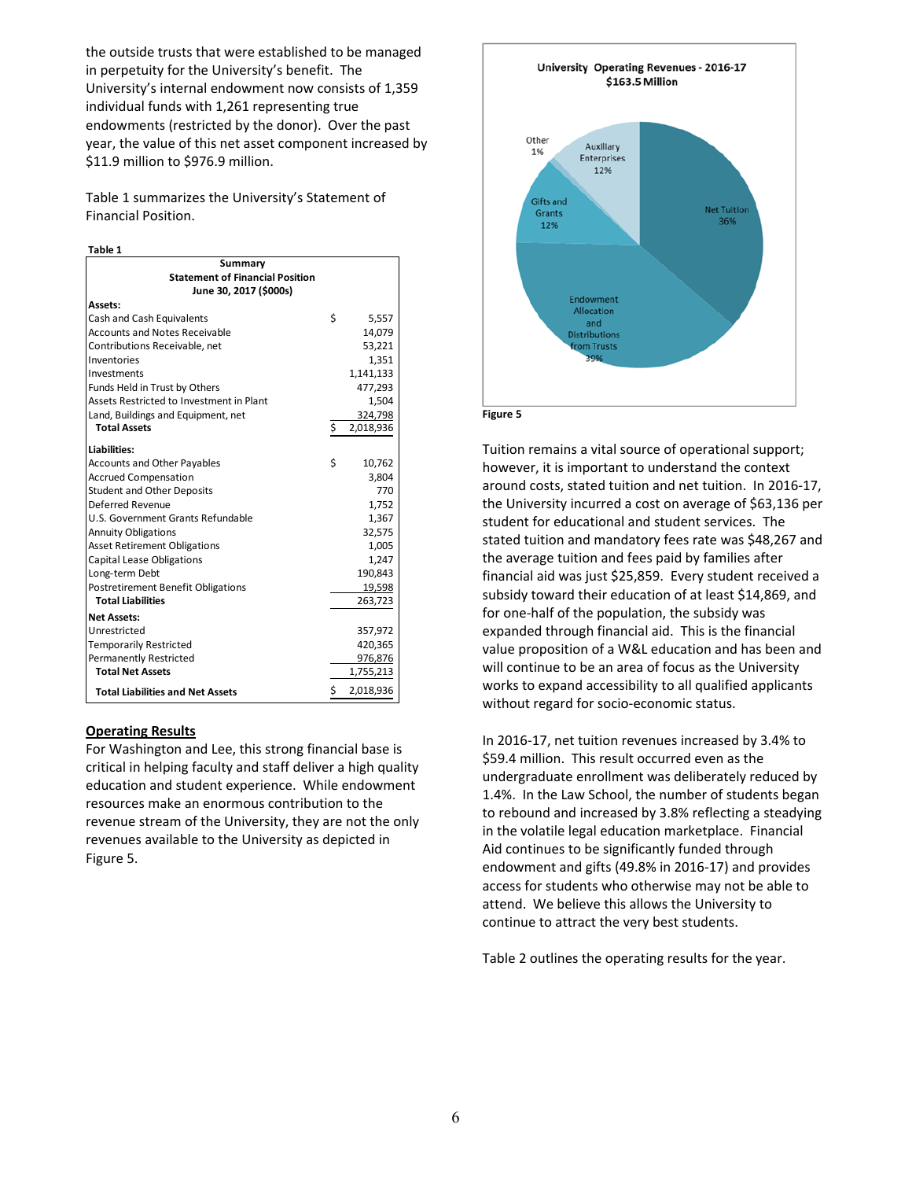the outside trusts that were established to be managed in perpetuity for the University's benefit. The University's internal endowment now consists of 1,359 individual funds with 1,261 representing true endowments (restricted by the donor). Over the past year, the value of this net asset component increased by $11.9 million to $976.9 million.

Table 1 summarizes the University's Statement of Financial Position.

Table 1

| Summary Statement of Financial Position June 30, 2017 ($000s) | | |
|---|---|---|
| **Assets:** | | |
| Cash and Cash Equivalents | $ | 5,557 |
| Accounts and Notes Receivable | | 14,079 |
| Contributions Receivable, net | | 53,221 |
| Inventories | | 1,351 |
| Investments | | 1,141,133 |
| Funds Held in Trust by Others | | 477,293 |
| Assets Restricted to Investment in Plant | | 1,504 |
| Land, Buildings and Equipment, net | | 324,798 |
| **Total Assets** | $ | 2,018,936 |
| **Liabilities:** | | |
| Accounts and Other Payables | $ | 10,762 |
| Accrued Compensation | | 3,804 |
| Student and Other Deposits | | 770 |
| Deferred Revenue | | 1,752 |
| U.S. Government Grants Refundable | | 1,367 |
| Annuity Obligations | | 32,575 |
| Asset Retirement Obligations | | 1,005 |
| Capital Lease Obligations | | 1,247 |
| Long-term Debt | | 190,843 |
| Postretirement Benefit Obligations | | 19,598 |
| **Total Liabilities** | | 263,723 |
| **Net Assets:** | | |
| Unrestricted | | 357,972 |
| Temporarily Restricted | | 420,365 |
| Permanently Restricted | | 976,876 |
| **Total Net Assets** | | 1,755,213 |
| **Total Liabilities and Net Assets** | $ | 2,018,936 |

## Operating Results

For Washington and Lee, this strong financial base is critical in helping faculty and staff deliver a high quality education and student experience. While endowment resources make an enormous contribution to the revenue stream of the University, they are not the only revenues available to the University as depicted in Figure 5.

University Operating Revenues - 2016-17
$163.5 Million

| Source | Share |
|---|---|
| Net Tuition | 36% |
| Endowment Allocation and Distributions from Trusts | 39% |
| Gifts and Grants | 12% |
| Other | 1% |
| Auxiliary Enterprises | 12% |

Figure 5

Tuition remains a vital source of operational support; however, it is important to understand the context around costs, stated tuition and net tuition. In 2016-17, the University incurred a cost on average of $63,136 per student for educational and student services. The stated tuition and mandatory fees rate was $48,267 and the average tuition and fees paid by families after financial aid was just $25,859. Every student received a subsidy toward their education of at least $14,869, and for one-half of the population, the subsidy was expanded through financial aid. This is the financial value proposition of a W&L education and has been and will continue to be an area of focus as the University works to expand accessibility to all qualified applicants without regard for socio-economic status.

In 2016-17, net tuition revenues increased by 3.4% to $59.4 million. This result occurred even as the undergraduate enrollment was deliberately reduced by 1.4%. In the Law School, the number of students began to rebound and increased by 3.8% reflecting a steadying in the volatile legal education marketplace. Financial Aid continues to be significantly funded through endowment and gifts (49.8% in 2016-17) and provides access for students who otherwise may not be able to attend. We believe this allows the University to continue to attract the very best students.

Table 2 outlines the operating results for the year.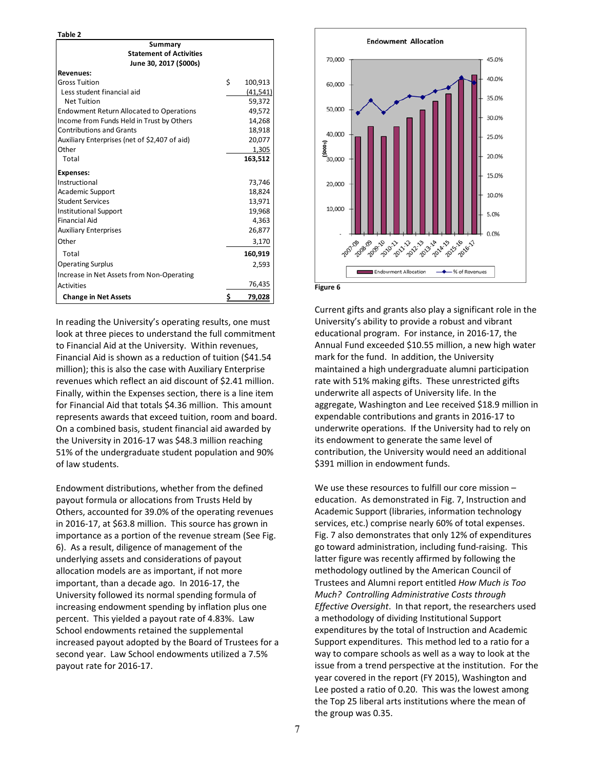**Table 2**

| Summary Statement of Activities June 30, 2017 ($000s) | |
|---|---|
| **Revenues:** | |
| Gross Tuition | $ 100,913 |
| Less student financial aid | (41,541) |
| Net Tuition | 59,372 |
| Endowment Return Allocated to Operations | 49,572 |
| Income from Funds Held in Trust by Others | 14,268 |
| Contributions and Grants | 18,918 |
| Auxiliary Enterprises (net of $2,407 of aid) | 20,077 |
| Other | 1,305 |
| Total | **163,512** |
| **Expenses:** | |
| Instructional | 73,746 |
| Academic Support | 18,824 |
| Student Services | 13,971 |
| Institutional Support | 19,968 |
| Financial Aid | 4,363 |
| Auxiliary Enterprises | 26,877 |
| Other | 3,170 |
| Total | **160,919** |
| Operating Surplus | 2,593 |
| Increase in Net Assets from Non-Operating Activities | 76,435 |
| **Change in Net Assets** | **$ 79,028** |

In reading the University's operating results, one must look at three pieces to understand the full commitment to Financial Aid at the University. Within revenues, Financial Aid is shown as a reduction of tuition ($41.54 million); this is also the case with Auxiliary Enterprise revenues which reflect an aid discount of $2.41 million. Finally, within the Expenses section, there is a line item for Financial Aid that totals $4.36 million. This amount represents awards that exceed tuition, room and board. On a combined basis, student financial aid awarded by the University in 2016-17 was $48.3 million reaching 51% of the undergraduate student population and 90% of law students.

Endowment distributions, whether from the defined payout formula or allocations from Trusts Held by Others, accounted for 39.0% of the operating revenues in 2016-17, at $63.8 million. This source has grown in importance as a portion of the revenue stream (See Fig. 6). As a result, diligence of management of the underlying assets and considerations of payout allocation models are as important, if not more important, than a decade ago. In 2016-17, the University followed its normal spending formula of increasing endowment spending by inflation plus one percent. This yielded a payout rate of 4.83%. Law School endowments retained the supplemental increased payout adopted by the Board of Trustees for a second year. Law School endowments utilized a 7.5% payout rate for 2016-17.

**Endowment Allocation**

Chart data (bars: Endowment Allocation, $000s; line: % of Revenues) for fiscal years 2007-08 through 2016-17.

**Figure 6**

Current gifts and grants also play a significant role in the University's ability to provide a robust and vibrant educational program. For instance, in 2016-17, the Annual Fund exceeded $10.55 million, a new high water mark for the fund. In addition, the University maintained a high undergraduate alumni participation rate with 51% making gifts. These unrestricted gifts underwrite all aspects of University life. In the aggregate, Washington and Lee received $18.9 million in expendable contributions and grants in 2016-17 to underwrite operations. If the University had to rely on its endowment to generate the same level of contribution, the University would need an additional $391 million in endowment funds.

We use these resources to fulfill our core mission – education. As demonstrated in Fig. 7, Instruction and Academic Support (libraries, information technology services, etc.) comprise nearly 60% of total expenses. Fig. 7 also demonstrates that only 12% of expenditures go toward administration, including fund-raising. This latter figure was recently affirmed by following the methodology outlined by the American Council of Trustees and Alumni report entitled *How Much is Too Much? Controlling Administrative Costs through Effective Oversight*. In that report, the researchers used a methodology of dividing Institutional Support expenditures by the total of Instruction and Academic Support expenditures. This method led to a ratio for a way to compare schools as well as a way to look at the issue from a trend perspective at the institution. For the year covered in the report (FY 2015), Washington and Lee posted a ratio of 0.20. This was the lowest among the Top 25 liberal arts institutions where the mean of the group was 0.35.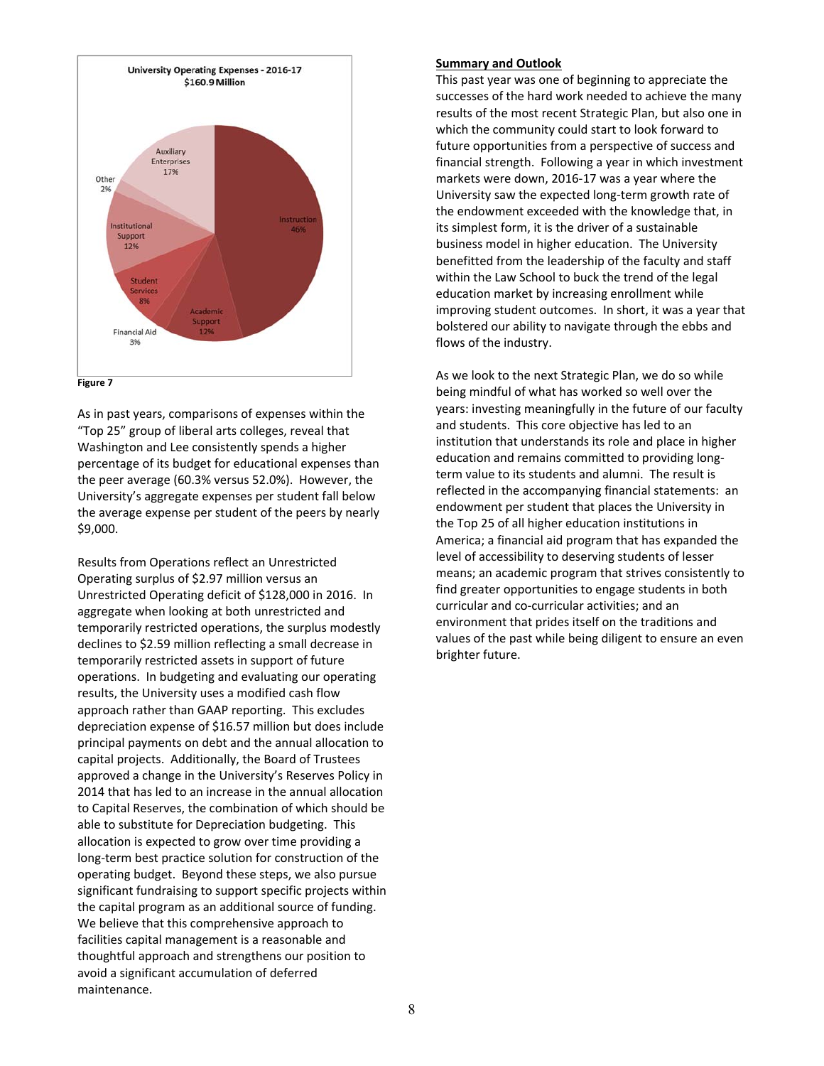**University Operating Expenses - 2016-17**
**$160.9 Million**

| Category | Percentage |
|---|---|
| Instruction | 46% |
| Academic Support | 12% |
| Financial Aid | 3% |
| Student Services | 8% |
| Institutional Support | 12% |
| Other | 2% |
| Auxiliary Enterprises | 17% |

**Figure 7**

As in past years, comparisons of expenses within the "Top 25" group of liberal arts colleges, reveal that Washington and Lee consistently spends a higher percentage of its budget for educational expenses than the peer average (60.3% versus 52.0%). However, the University's aggregate expenses per student fall below the average expense per student of the peers by nearly $9,000.

Results from Operations reflect an Unrestricted Operating surplus of $2.97 million versus an Unrestricted Operating deficit of $128,000 in 2016. In aggregate when looking at both unrestricted and temporarily restricted operations, the surplus modestly declines to $2.59 million reflecting a small decrease in temporarily restricted assets in support of future operations. In budgeting and evaluating our operating results, the University uses a modified cash flow approach rather than GAAP reporting. This excludes depreciation expense of $16.57 million but does include principal payments on debt and the annual allocation to capital projects. Additionally, the Board of Trustees approved a change in the University's Reserves Policy in 2014 that has led to an increase in the annual allocation to Capital Reserves, the combination of which should be able to substitute for Depreciation budgeting. This allocation is expected to grow over time providing a long-term best practice solution for construction of the operating budget. Beyond these steps, we also pursue significant fundraising to support specific projects within the capital program as an additional source of funding. We believe that this comprehensive approach to facilities capital management is a reasonable and thoughtful approach and strengthens our position to avoid a significant accumulation of deferred maintenance.

**Summary and Outlook**

This past year was one of beginning to appreciate the successes of the hard work needed to achieve the many results of the most recent Strategic Plan, but also one in which the community could start to look forward to future opportunities from a perspective of success and financial strength. Following a year in which investment markets were down, 2016-17 was a year where the University saw the expected long-term growth rate of the endowment exceeded with the knowledge that, in its simplest form, it is the driver of a sustainable business model in higher education. The University benefitted from the leadership of the faculty and staff within the Law School to buck the trend of the legal education market by increasing enrollment while improving student outcomes. In short, it was a year that bolstered our ability to navigate through the ebbs and flows of the industry.

As we look to the next Strategic Plan, we do so while being mindful of what has worked so well over the years: investing meaningfully in the future of our faculty and students. This core objective has led to an institution that understands its role and place in higher education and remains committed to providing long-term value to its students and alumni. The result is reflected in the accompanying financial statements: an endowment per student that places the University in the Top 25 of all higher education institutions in America; a financial aid program that has expanded the level of accessibility to deserving students of lesser means; an academic program that strives consistently to find greater opportunities to engage students in both curricular and co-curricular activities; and an environment that prides itself on the traditions and values of the past while being diligent to ensure an even brighter future.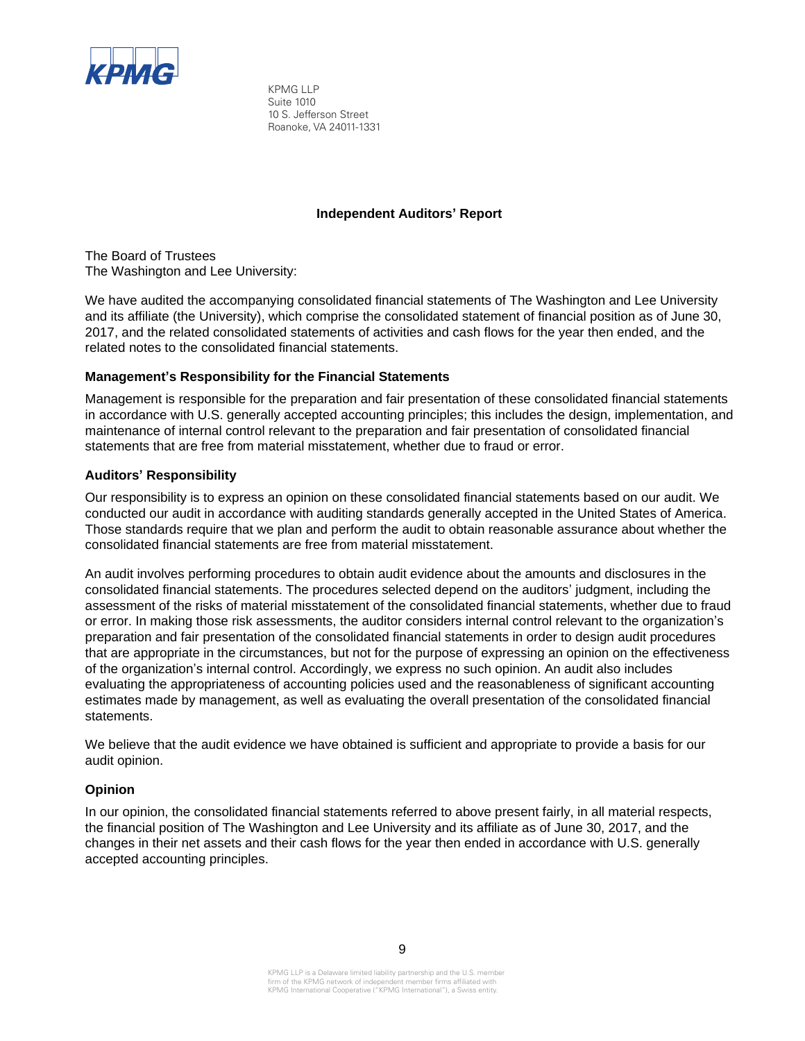KPMG LLP
Suite 1010
10 S. Jefferson Street
Roanoke, VA 24011-1331

## Independent Auditors' Report

The Board of Trustees
The Washington and Lee University:

We have audited the accompanying consolidated financial statements of The Washington and Lee University and its affiliate (the University), which comprise the consolidated statement of financial position as of June 30, 2017, and the related consolidated statements of activities and cash flows for the year then ended, and the related notes to the consolidated financial statements.

### Management's Responsibility for the Financial Statements

Management is responsible for the preparation and fair presentation of these consolidated financial statements in accordance with U.S. generally accepted accounting principles; this includes the design, implementation, and maintenance of internal control relevant to the preparation and fair presentation of consolidated financial statements that are free from material misstatement, whether due to fraud or error.

### Auditors' Responsibility

Our responsibility is to express an opinion on these consolidated financial statements based on our audit. We conducted our audit in accordance with auditing standards generally accepted in the United States of America. Those standards require that we plan and perform the audit to obtain reasonable assurance about whether the consolidated financial statements are free from material misstatement.

An audit involves performing procedures to obtain audit evidence about the amounts and disclosures in the consolidated financial statements. The procedures selected depend on the auditors' judgment, including the assessment of the risks of material misstatement of the consolidated financial statements, whether due to fraud or error. In making those risk assessments, the auditor considers internal control relevant to the organization's preparation and fair presentation of the consolidated financial statements in order to design audit procedures that are appropriate in the circumstances, but not for the purpose of expressing an opinion on the effectiveness of the organization's internal control. Accordingly, we express no such opinion. An audit also includes evaluating the appropriateness of accounting policies used and the reasonableness of significant accounting estimates made by management, as well as evaluating the overall presentation of the consolidated financial statements.

We believe that the audit evidence we have obtained is sufficient and appropriate to provide a basis for our audit opinion.

### Opinion

In our opinion, the consolidated financial statements referred to above present fairly, in all material respects, the financial position of The Washington and Lee University and its affiliate as of June 30, 2017, and the changes in their net assets and their cash flows for the year then ended in accordance with U.S. generally accepted accounting principles.

KPMG LLP is a Delaware limited liability partnership and the U.S. member firm of the KPMG network of independent member firms affiliated with KPMG International Cooperative ("KPMG International"), a Swiss entity.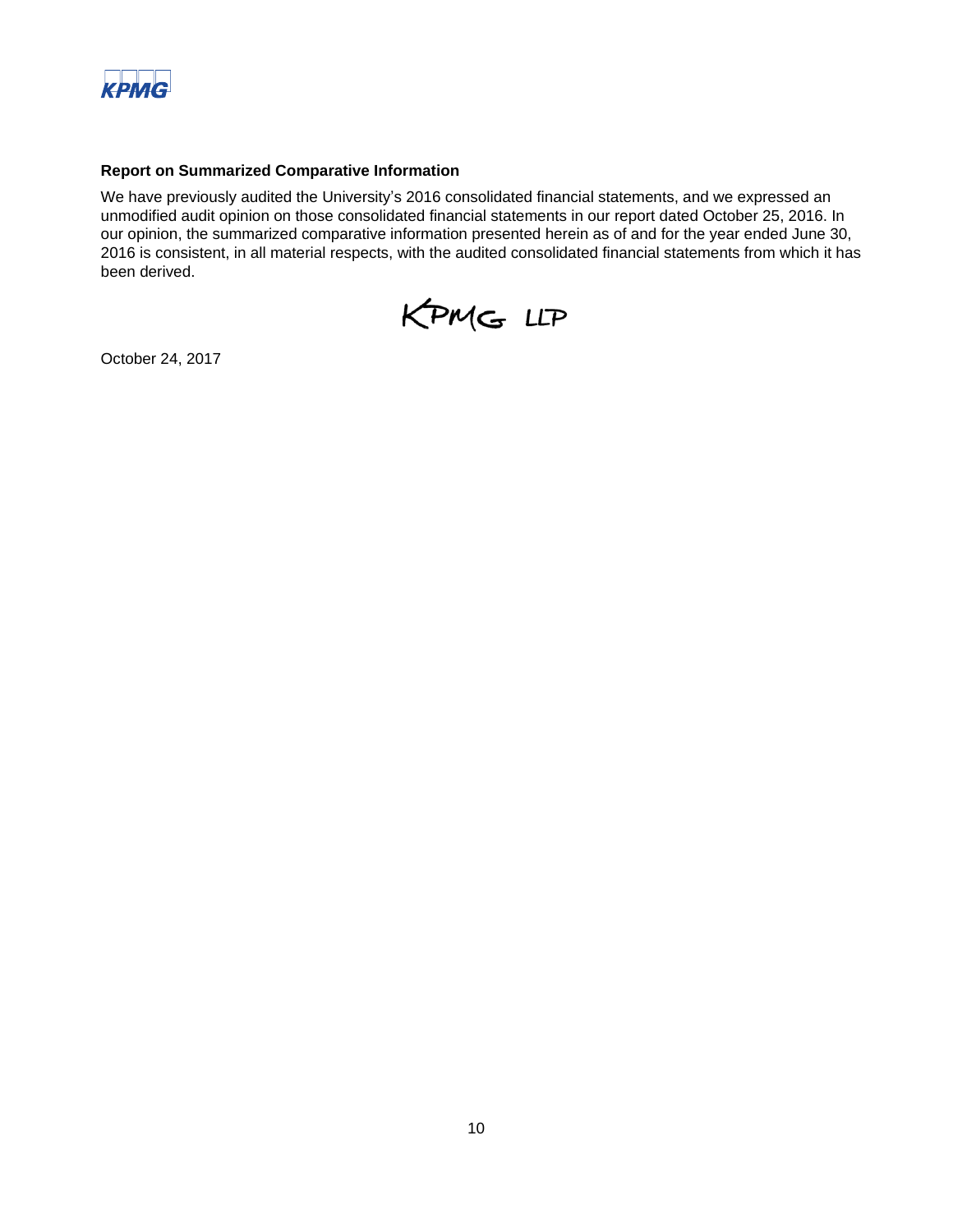**Report on Summarized Comparative Information**

We have previously audited the University's 2016 consolidated financial statements, and we expressed an unmodified audit opinion on those consolidated financial statements in our report dated October 25, 2016. In our opinion, the summarized comparative information presented herein as of and for the year ended June 30, 2016 is consistent, in all material respects, with the audited consolidated financial statements from which it has been derived.

KPMG LLP

October 24, 2017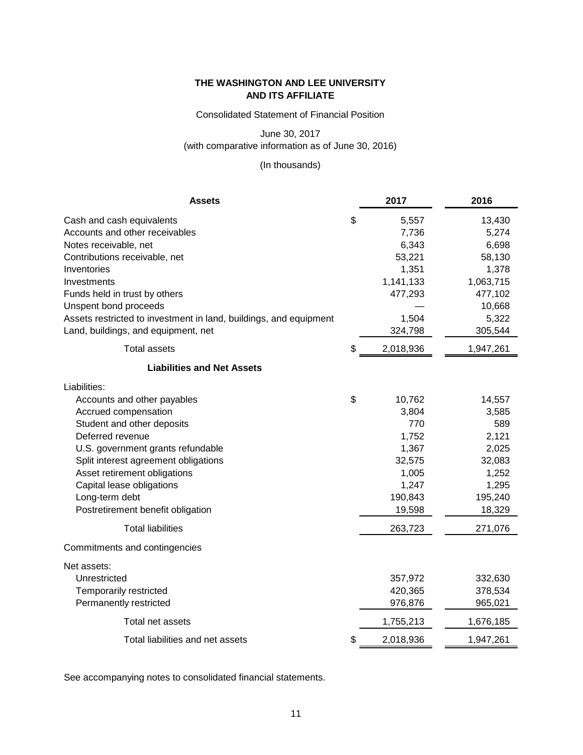# THE WASHINGTON AND LEE UNIVERSITY AND ITS AFFILIATE

Consolidated Statement of Financial Position

June 30, 2017
(with comparative information as of June 30, 2016)

(In thousands)

| Assets | | 2017 | 2016 |
|---|---|---|---|
| Cash and cash equivalents | $ | 5,557 | 13,430 |
| Accounts and other receivables | | 7,736 | 5,274 |
| Notes receivable, net | | 6,343 | 6,698 |
| Contributions receivable, net | | 53,221 | 58,130 |
| Inventories | | 1,351 | 1,378 |
| Investments | | 1,141,133 | 1,063,715 |
| Funds held in trust by others | | 477,293 | 477,102 |
| Unspent bond proceeds | | — | 10,668 |
| Assets restricted to investment in land, buildings, and equipment | | 1,504 | 5,322 |
| Land, buildings, and equipment, net | | 324,798 | 305,544 |
| Total assets | $ | 2,018,936 | 1,947,261 |
| **Liabilities and Net Assets** | | | |
| Liabilities: | | | |
| Accounts and other payables | $ | 10,762 | 14,557 |
| Accrued compensation | | 3,804 | 3,585 |
| Student and other deposits | | 770 | 589 |
| Deferred revenue | | 1,752 | 2,121 |
| U.S. government grants refundable | | 1,367 | 2,025 |
| Split interest agreement obligations | | 32,575 | 32,083 |
| Asset retirement obligations | | 1,005 | 1,252 |
| Capital lease obligations | | 1,247 | 1,295 |
| Long-term debt | | 190,843 | 195,240 |
| Postretirement benefit obligation | | 19,598 | 18,329 |
| Total liabilities | | 263,723 | 271,076 |
| Commitments and contingencies | | | |
| Net assets: | | | |
| Unrestricted | | 357,972 | 332,630 |
| Temporarily restricted | | 420,365 | 378,534 |
| Permanently restricted | | 976,876 | 965,021 |
| Total net assets | | 1,755,213 | 1,676,185 |
| Total liabilities and net assets | $ | 2,018,936 | 1,947,261 |

See accompanying notes to consolidated financial statements.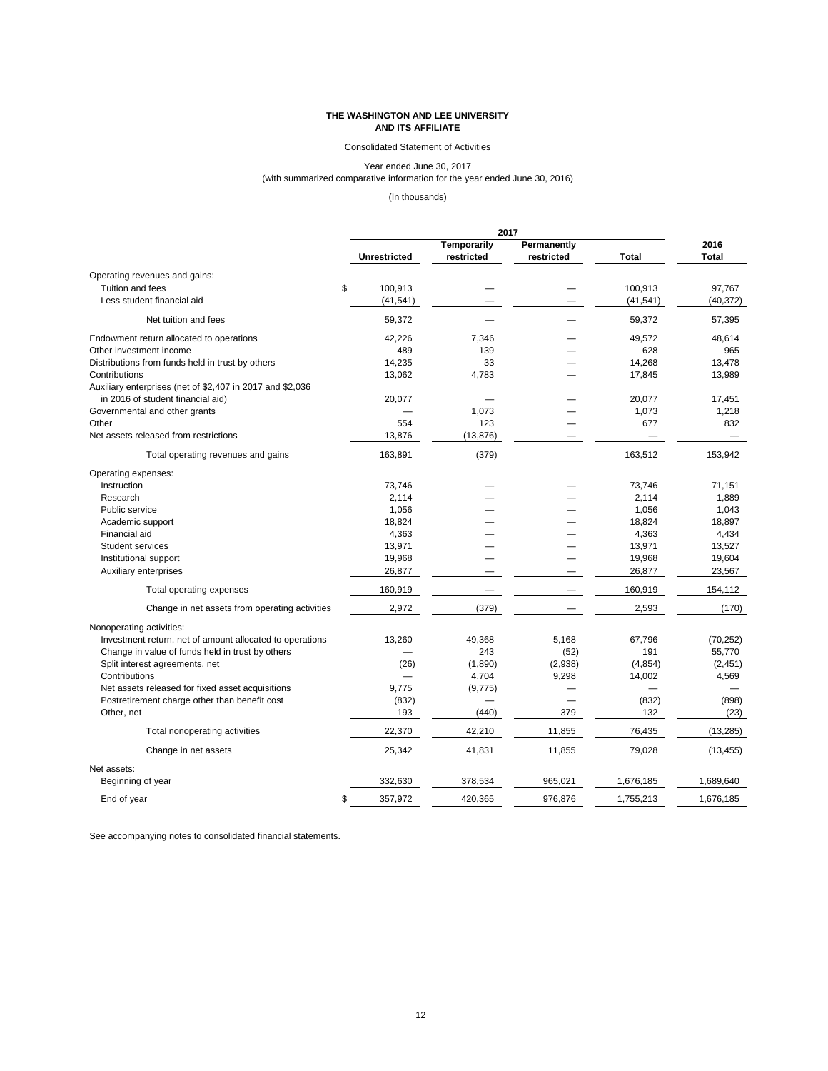**THE WASHINGTON AND LEE UNIVERSITY**
**AND ITS AFFILIATE**

Consolidated Statement of Activities

Year ended June 30, 2017
(with summarized comparative information for the year ended June 30, 2016)

(In thousands)

| | 2017 | | | | 2016 |
|---|---|---|---|---|---|
| | Unrestricted | Temporarily restricted | Permanently restricted | Total | Total |
| Operating revenues and gains: | | | | | |
| Tuition and fees | $ 100,913 | — | — | 100,913 | 97,767 |
| Less student financial aid | (41,541) | — | — | (41,541) | (40,372) |
| Net tuition and fees | 59,372 | — | — | 59,372 | 57,395 |
| Endowment return allocated to operations | 42,226 | 7,346 | — | 49,572 | 48,614 |
| Other investment income | 489 | 139 | — | 628 | 965 |
| Distributions from funds held in trust by others | 14,235 | 33 | — | 14,268 | 13,478 |
| Contributions | 13,062 | 4,783 | — | 17,845 | 13,989 |
| Auxiliary enterprises (net of $2,407 in 2017 and $2,036 in 2016 of student financial aid) | 20,077 | — | — | 20,077 | 17,451 |
| Governmental and other grants | — | 1,073 | — | 1,073 | 1,218 |
| Other | 554 | 123 | — | 677 | 832 |
| Net assets released from restrictions | 13,876 | (13,876) | — | — | — |
| Total operating revenues and gains | 163,891 | (379) | | 163,512 | 153,942 |
| Operating expenses: | | | | | |
| Instruction | 73,746 | — | — | 73,746 | 71,151 |
| Research | 2,114 | — | — | 2,114 | 1,889 |
| Public service | 1,056 | — | — | 1,056 | 1,043 |
| Academic support | 18,824 | — | — | 18,824 | 18,897 |
| Financial aid | 4,363 | — | — | 4,363 | 4,434 |
| Student services | 13,971 | — | — | 13,971 | 13,527 |
| Institutional support | 19,968 | — | — | 19,968 | 19,604 |
| Auxiliary enterprises | 26,877 | — | — | 26,877 | 23,567 |
| Total operating expenses | 160,919 | — | — | 160,919 | 154,112 |
| Change in net assets from operating activities | 2,972 | (379) | — | 2,593 | (170) |
| Nonoperating activities: | | | | | |
| Investment return, net of amount allocated to operations | 13,260 | 49,368 | 5,168 | 67,796 | (70,252) |
| Change in value of funds held in trust by others | — | 243 | (52) | 191 | 55,770 |
| Split interest agreements, net | (26) | (1,890) | (2,938) | (4,854) | (2,451) |
| Contributions | — | 4,704 | 9,298 | 14,002 | 4,569 |
| Net assets released for fixed asset acquisitions | 9,775 | (9,775) | — | — | — |
| Postretirement charge other than benefit cost | (832) | — | — | (832) | (898) |
| Other, net | 193 | (440) | 379 | 132 | (23) |
| Total nonoperating activities | 22,370 | 42,210 | 11,855 | 76,435 | (13,285) |
| Change in net assets | 25,342 | 41,831 | 11,855 | 79,028 | (13,455) |
| Net assets: | | | | | |
| Beginning of year | 332,630 | 378,534 | 965,021 | 1,676,185 | 1,689,640 |
| End of year | $ 357,972 | 420,365 | 976,876 | 1,755,213 | 1,676,185 |

See accompanying notes to consolidated financial statements.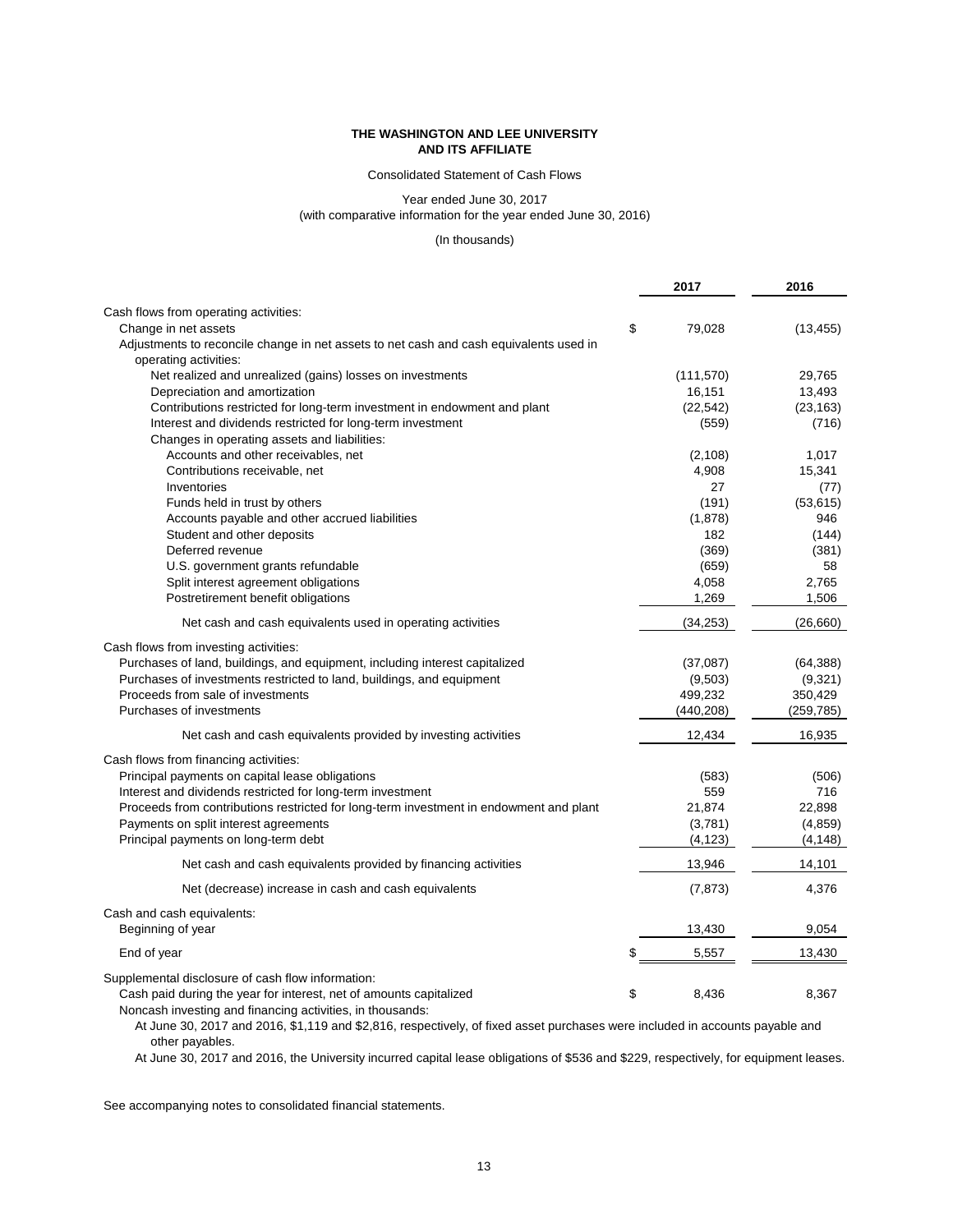**THE WASHINGTON AND LEE UNIVERSITY**
**AND ITS AFFILIATE**

Consolidated Statement of Cash Flows

Year ended June 30, 2017
(with comparative information for the year ended June 30, 2016)

(In thousands)

| | 2017 | 2016 |
|---|---|---|
| Cash flows from operating activities: | | |
| Change in net assets | $ 79,028 | (13,455) |
| Adjustments to reconcile change in net assets to net cash and cash equivalents used in operating activities: | | |
| Net realized and unrealized (gains) losses on investments | (111,570) | 29,765 |
| Depreciation and amortization | 16,151 | 13,493 |
| Contributions restricted for long-term investment in endowment and plant | (22,542) | (23,163) |
| Interest and dividends restricted for long-term investment | (559) | (716) |
| Changes in operating assets and liabilities: | | |
| Accounts and other receivables, net | (2,108) | 1,017 |
| Contributions receivable, net | 4,908 | 15,341 |
| Inventories | 27 | (77) |
| Funds held in trust by others | (191) | (53,615) |
| Accounts payable and other accrued liabilities | (1,878) | 946 |
| Student and other deposits | 182 | (144) |
| Deferred revenue | (369) | (381) |
| U.S. government grants refundable | (659) | 58 |
| Split interest agreement obligations | 4,058 | 2,765 |
| Postretirement benefit obligations | 1,269 | 1,506 |
| Net cash and cash equivalents used in operating activities | (34,253) | (26,660) |
| Cash flows from investing activities: | | |
| Purchases of land, buildings, and equipment, including interest capitalized | (37,087) | (64,388) |
| Purchases of investments restricted to land, buildings, and equipment | (9,503) | (9,321) |
| Proceeds from sale of investments | 499,232 | 350,429 |
| Purchases of investments | (440,208) | (259,785) |
| Net cash and cash equivalents provided by investing activities | 12,434 | 16,935 |
| Cash flows from financing activities: | | |
| Principal payments on capital lease obligations | (583) | (506) |
| Interest and dividends restricted for long-term investment | 559 | 716 |
| Proceeds from contributions restricted for long-term investment in endowment and plant | 21,874 | 22,898 |
| Payments on split interest agreements | (3,781) | (4,859) |
| Principal payments on long-term debt | (4,123) | (4,148) |
| Net cash and cash equivalents provided by financing activities | 13,946 | 14,101 |
| Net (decrease) increase in cash and cash equivalents | (7,873) | 4,376 |
| Cash and cash equivalents: | | |
| Beginning of year | 13,430 | 9,054 |
| End of year | $ 5,557 | 13,430 |
| Supplemental disclosure of cash flow information: | | |
| Cash paid during the year for interest, net of amounts capitalized | $ 8,436 | 8,367 |

Noncash investing and financing activities, in thousands:

At June 30, 2017 and 2016, $1,119 and $2,816, respectively, of fixed asset purchases were included in accounts payable and other payables.

At June 30, 2017 and 2016, the University incurred capital lease obligations of $536 and $229, respectively, for equipment leases.

See accompanying notes to consolidated financial statements.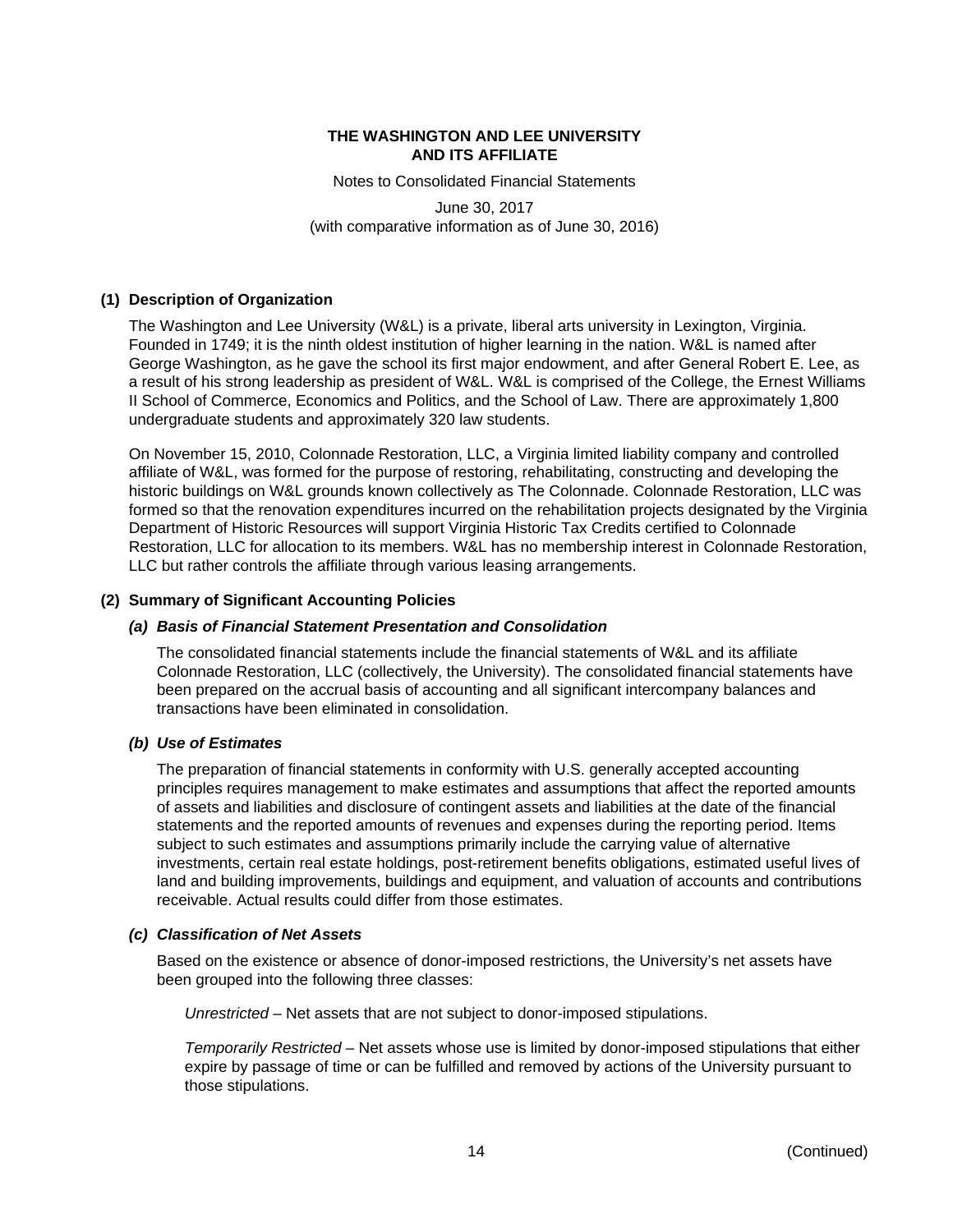**THE WASHINGTON AND LEE UNIVERSITY AND ITS AFFILIATE**

Notes to Consolidated Financial Statements

June 30, 2017
(with comparative information as of June 30, 2016)

## (1) Description of Organization

The Washington and Lee University (W&L) is a private, liberal arts university in Lexington, Virginia. Founded in 1749; it is the ninth oldest institution of higher learning in the nation. W&L is named after George Washington, as he gave the school its first major endowment, and after General Robert E. Lee, as a result of his strong leadership as president of W&L. W&L is comprised of the College, the Ernest Williams II School of Commerce, Economics and Politics, and the School of Law. There are approximately 1,800 undergraduate students and approximately 320 law students.

On November 15, 2010, Colonnade Restoration, LLC, a Virginia limited liability company and controlled affiliate of W&L, was formed for the purpose of restoring, rehabilitating, constructing and developing the historic buildings on W&L grounds known collectively as The Colonnade. Colonnade Restoration, LLC was formed so that the renovation expenditures incurred on the rehabilitation projects designated by the Virginia Department of Historic Resources will support Virginia Historic Tax Credits certified to Colonnade Restoration, LLC for allocation to its members. W&L has no membership interest in Colonnade Restoration, LLC but rather controls the affiliate through various leasing arrangements.

## (2) Summary of Significant Accounting Policies

### *(a) Basis of Financial Statement Presentation and Consolidation*

The consolidated financial statements include the financial statements of W&L and its affiliate Colonnade Restoration, LLC (collectively, the University). The consolidated financial statements have been prepared on the accrual basis of accounting and all significant intercompany balances and transactions have been eliminated in consolidation.

### *(b) Use of Estimates*

The preparation of financial statements in conformity with U.S. generally accepted accounting principles requires management to make estimates and assumptions that affect the reported amounts of assets and liabilities and disclosure of contingent assets and liabilities at the date of the financial statements and the reported amounts of revenues and expenses during the reporting period. Items subject to such estimates and assumptions primarily include the carrying value of alternative investments, certain real estate holdings, post-retirement benefits obligations, estimated useful lives of land and building improvements, buildings and equipment, and valuation of accounts and contributions receivable. Actual results could differ from those estimates.

### *(c) Classification of Net Assets*

Based on the existence or absence of donor-imposed restrictions, the University's net assets have been grouped into the following three classes:

*Unrestricted* – Net assets that are not subject to donor-imposed stipulations.

*Temporarily Restricted* – Net assets whose use is limited by donor-imposed stipulations that either expire by passage of time or can be fulfilled and removed by actions of the University pursuant to those stipulations.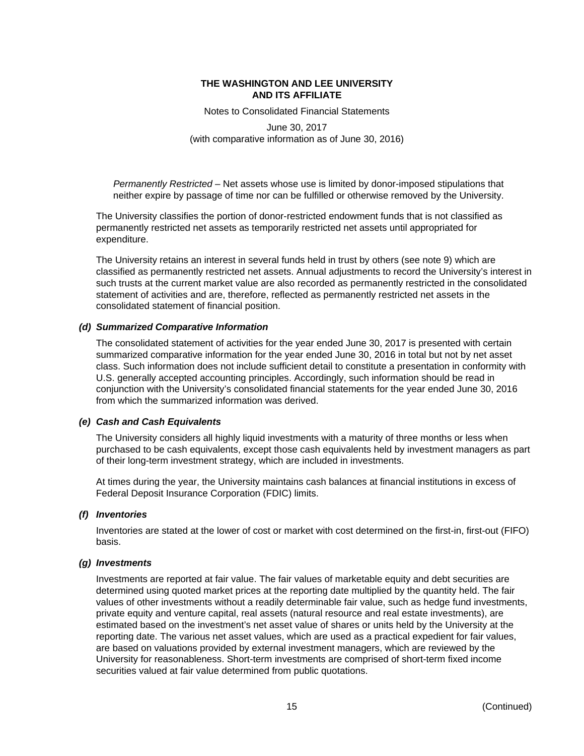*Permanently Restricted* – Net assets whose use is limited by donor-imposed stipulations that neither expire by passage of time nor can be fulfilled or otherwise removed by the University.

The University classifies the portion of donor-restricted endowment funds that is not classified as permanently restricted net assets as temporarily restricted net assets until appropriated for expenditure.

The University retains an interest in several funds held in trust by others (see note 9) which are classified as permanently restricted net assets. Annual adjustments to record the University's interest in such trusts at the current market value are also recorded as permanently restricted in the consolidated statement of activities and are, therefore, reflected as permanently restricted net assets in the consolidated statement of financial position.

### *(d) Summarized Comparative Information*

The consolidated statement of activities for the year ended June 30, 2017 is presented with certain summarized comparative information for the year ended June 30, 2016 in total but not by net asset class. Such information does not include sufficient detail to constitute a presentation in conformity with U.S. generally accepted accounting principles. Accordingly, such information should be read in conjunction with the University's consolidated financial statements for the year ended June 30, 2016 from which the summarized information was derived.

### *(e) Cash and Cash Equivalents*

The University considers all highly liquid investments with a maturity of three months or less when purchased to be cash equivalents, except those cash equivalents held by investment managers as part of their long-term investment strategy, which are included in investments.

At times during the year, the University maintains cash balances at financial institutions in excess of Federal Deposit Insurance Corporation (FDIC) limits.

### *(f) Inventories*

Inventories are stated at the lower of cost or market with cost determined on the first-in, first-out (FIFO) basis.

### *(g) Investments*

Investments are reported at fair value. The fair values of marketable equity and debt securities are determined using quoted market prices at the reporting date multiplied by the quantity held. The fair values of other investments without a readily determinable fair value, such as hedge fund investments, private equity and venture capital, real assets (natural resource and real estate investments), are estimated based on the investment's net asset value of shares or units held by the University at the reporting date. The various net asset values, which are used as a practical expedient for fair values, are based on valuations provided by external investment managers, which are reviewed by the University for reasonableness. Short-term investments are comprised of short-term fixed income securities valued at fair value determined from public quotations.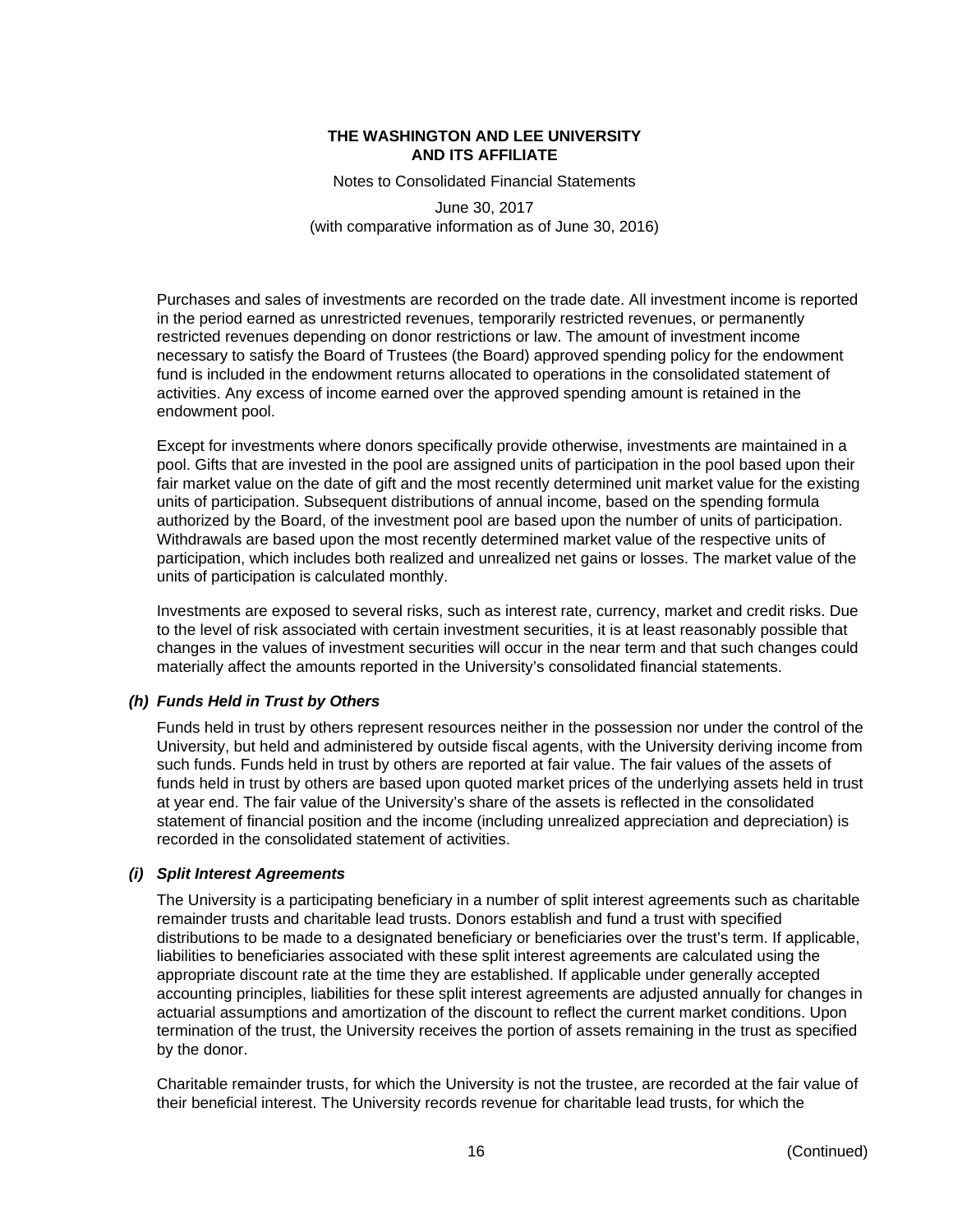Purchases and sales of investments are recorded on the trade date. All investment income is reported in the period earned as unrestricted revenues, temporarily restricted revenues, or permanently restricted revenues depending on donor restrictions or law. The amount of investment income necessary to satisfy the Board of Trustees (the Board) approved spending policy for the endowment fund is included in the endowment returns allocated to operations in the consolidated statement of activities. Any excess of income earned over the approved spending amount is retained in the endowment pool.

Except for investments where donors specifically provide otherwise, investments are maintained in a pool. Gifts that are invested in the pool are assigned units of participation in the pool based upon their fair market value on the date of gift and the most recently determined unit market value for the existing units of participation. Subsequent distributions of annual income, based on the spending formula authorized by the Board, of the investment pool are based upon the number of units of participation. Withdrawals are based upon the most recently determined market value of the respective units of participation, which includes both realized and unrealized net gains or losses. The market value of the units of participation is calculated monthly.

Investments are exposed to several risks, such as interest rate, currency, market and credit risks. Due to the level of risk associated with certain investment securities, it is at least reasonably possible that changes in the values of investment securities will occur in the near term and that such changes could materially affect the amounts reported in the University's consolidated financial statements.

### *(h) Funds Held in Trust by Others*

Funds held in trust by others represent resources neither in the possession nor under the control of the University, but held and administered by outside fiscal agents, with the University deriving income from such funds. Funds held in trust by others are reported at fair value. The fair values of the assets of funds held in trust by others are based upon quoted market prices of the underlying assets held in trust at year end. The fair value of the University's share of the assets is reflected in the consolidated statement of financial position and the income (including unrealized appreciation and depreciation) is recorded in the consolidated statement of activities.

### *(i) Split Interest Agreements*

The University is a participating beneficiary in a number of split interest agreements such as charitable remainder trusts and charitable lead trusts. Donors establish and fund a trust with specified distributions to be made to a designated beneficiary or beneficiaries over the trust's term. If applicable, liabilities to beneficiaries associated with these split interest agreements are calculated using the appropriate discount rate at the time they are established. If applicable under generally accepted accounting principles, liabilities for these split interest agreements are adjusted annually for changes in actuarial assumptions and amortization of the discount to reflect the current market conditions. Upon termination of the trust, the University receives the portion of assets remaining in the trust as specified by the donor.

Charitable remainder trusts, for which the University is not the trustee, are recorded at the fair value of their beneficial interest. The University records revenue for charitable lead trusts, for which the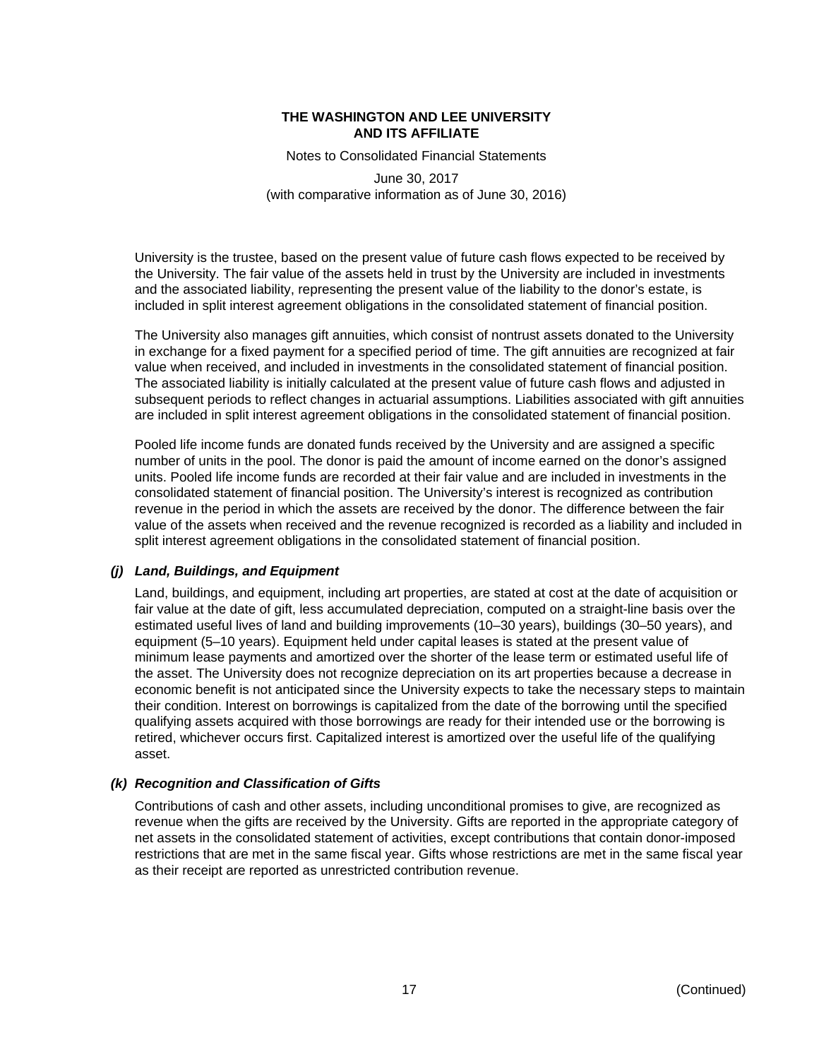University is the trustee, based on the present value of future cash flows expected to be received by the University. The fair value of the assets held in trust by the University are included in investments and the associated liability, representing the present value of the liability to the donor's estate, is included in split interest agreement obligations in the consolidated statement of financial position.

The University also manages gift annuities, which consist of nontrust assets donated to the University in exchange for a fixed payment for a specified period of time. The gift annuities are recognized at fair value when received, and included in investments in the consolidated statement of financial position. The associated liability is initially calculated at the present value of future cash flows and adjusted in subsequent periods to reflect changes in actuarial assumptions. Liabilities associated with gift annuities are included in split interest agreement obligations in the consolidated statement of financial position.

Pooled life income funds are donated funds received by the University and are assigned a specific number of units in the pool. The donor is paid the amount of income earned on the donor's assigned units. Pooled life income funds are recorded at their fair value and are included in investments in the consolidated statement of financial position. The University's interest is recognized as contribution revenue in the period in which the assets are received by the donor. The difference between the fair value of the assets when received and the revenue recognized is recorded as a liability and included in split interest agreement obligations in the consolidated statement of financial position.

### *(j) Land, Buildings, and Equipment*

Land, buildings, and equipment, including art properties, are stated at cost at the date of acquisition or fair value at the date of gift, less accumulated depreciation, computed on a straight-line basis over the estimated useful lives of land and building improvements (10–30 years), buildings (30–50 years), and equipment (5–10 years). Equipment held under capital leases is stated at the present value of minimum lease payments and amortized over the shorter of the lease term or estimated useful life of the asset. The University does not recognize depreciation on its art properties because a decrease in economic benefit is not anticipated since the University expects to take the necessary steps to maintain their condition. Interest on borrowings is capitalized from the date of the borrowing until the specified qualifying assets acquired with those borrowings are ready for their intended use or the borrowing is retired, whichever occurs first. Capitalized interest is amortized over the useful life of the qualifying asset.

### *(k) Recognition and Classification of Gifts*

Contributions of cash and other assets, including unconditional promises to give, are recognized as revenue when the gifts are received by the University. Gifts are reported in the appropriate category of net assets in the consolidated statement of activities, except contributions that contain donor-imposed restrictions that are met in the same fiscal year. Gifts whose restrictions are met in the same fiscal year as their receipt are reported as unrestricted contribution revenue.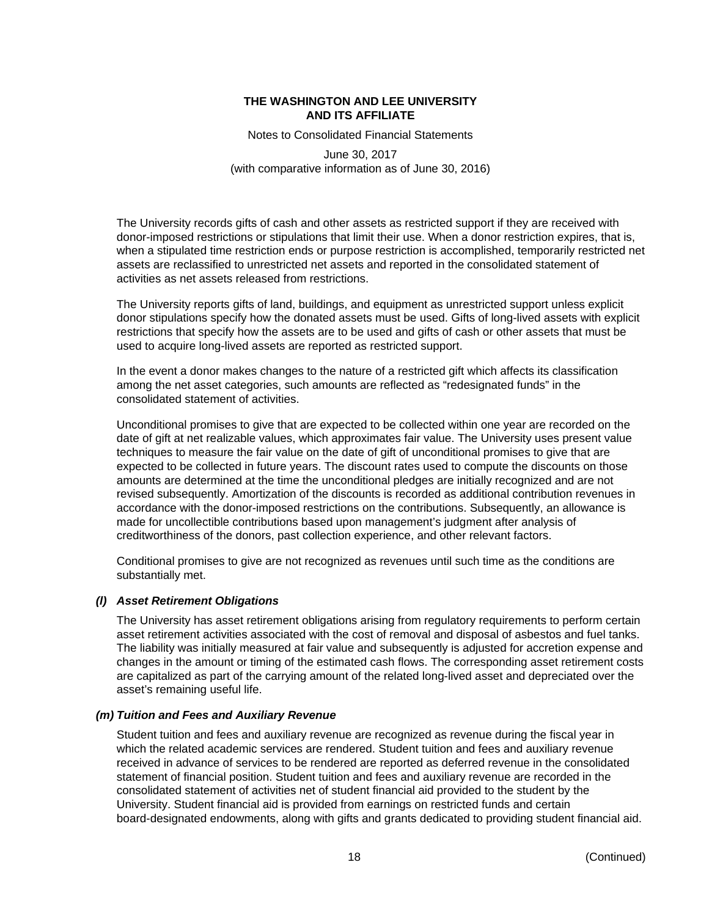The University records gifts of cash and other assets as restricted support if they are received with donor-imposed restrictions or stipulations that limit their use. When a donor restriction expires, that is, when a stipulated time restriction ends or purpose restriction is accomplished, temporarily restricted net assets are reclassified to unrestricted net assets and reported in the consolidated statement of activities as net assets released from restrictions.

The University reports gifts of land, buildings, and equipment as unrestricted support unless explicit donor stipulations specify how the donated assets must be used. Gifts of long-lived assets with explicit restrictions that specify how the assets are to be used and gifts of cash or other assets that must be used to acquire long-lived assets are reported as restricted support.

In the event a donor makes changes to the nature of a restricted gift which affects its classification among the net asset categories, such amounts are reflected as "redesignated funds" in the consolidated statement of activities.

Unconditional promises to give that are expected to be collected within one year are recorded on the date of gift at net realizable values, which approximates fair value. The University uses present value techniques to measure the fair value on the date of gift of unconditional promises to give that are expected to be collected in future years. The discount rates used to compute the discounts on those amounts are determined at the time the unconditional pledges are initially recognized and are not revised subsequently. Amortization of the discounts is recorded as additional contribution revenues in accordance with the donor-imposed restrictions on the contributions. Subsequently, an allowance is made for uncollectible contributions based upon management's judgment after analysis of creditworthiness of the donors, past collection experience, and other relevant factors.

Conditional promises to give are not recognized as revenues until such time as the conditions are substantially met.

### *(l) Asset Retirement Obligations*

The University has asset retirement obligations arising from regulatory requirements to perform certain asset retirement activities associated with the cost of removal and disposal of asbestos and fuel tanks. The liability was initially measured at fair value and subsequently is adjusted for accretion expense and changes in the amount or timing of the estimated cash flows. The corresponding asset retirement costs are capitalized as part of the carrying amount of the related long-lived asset and depreciated over the asset's remaining useful life.

### *(m) Tuition and Fees and Auxiliary Revenue*

Student tuition and fees and auxiliary revenue are recognized as revenue during the fiscal year in which the related academic services are rendered. Student tuition and fees and auxiliary revenue received in advance of services to be rendered are reported as deferred revenue in the consolidated statement of financial position. Student tuition and fees and auxiliary revenue are recorded in the consolidated statement of activities net of student financial aid provided to the student by the University. Student financial aid is provided from earnings on restricted funds and certain board-designated endowments, along with gifts and grants dedicated to providing student financial aid.

(Continued)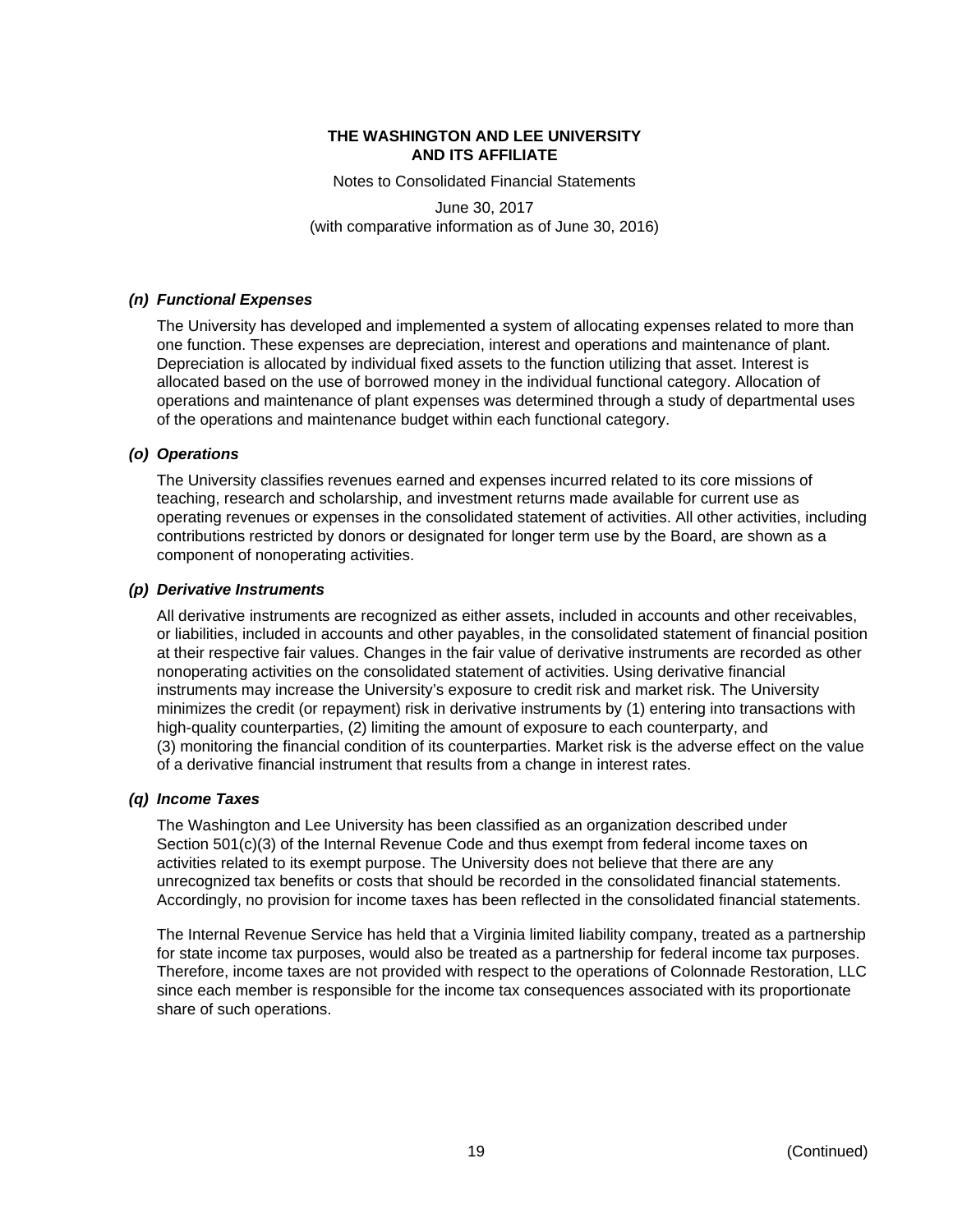### *(n) Functional Expenses*

The University has developed and implemented a system of allocating expenses related to more than one function. These expenses are depreciation, interest and operations and maintenance of plant. Depreciation is allocated by individual fixed assets to the function utilizing that asset. Interest is allocated based on the use of borrowed money in the individual functional category. Allocation of operations and maintenance of plant expenses was determined through a study of departmental uses of the operations and maintenance budget within each functional category.

### *(o) Operations*

The University classifies revenues earned and expenses incurred related to its core missions of teaching, research and scholarship, and investment returns made available for current use as operating revenues or expenses in the consolidated statement of activities. All other activities, including contributions restricted by donors or designated for longer term use by the Board, are shown as a component of nonoperating activities.

### *(p) Derivative Instruments*

All derivative instruments are recognized as either assets, included in accounts and other receivables, or liabilities, included in accounts and other payables, in the consolidated statement of financial position at their respective fair values. Changes in the fair value of derivative instruments are recorded as other nonoperating activities on the consolidated statement of activities. Using derivative financial instruments may increase the University's exposure to credit risk and market risk. The University minimizes the credit (or repayment) risk in derivative instruments by (1) entering into transactions with high-quality counterparties, (2) limiting the amount of exposure to each counterparty, and (3) monitoring the financial condition of its counterparties. Market risk is the adverse effect on the value of a derivative financial instrument that results from a change in interest rates.

### *(q) Income Taxes*

The Washington and Lee University has been classified as an organization described under Section 501(c)(3) of the Internal Revenue Code and thus exempt from federal income taxes on activities related to its exempt purpose. The University does not believe that there are any unrecognized tax benefits or costs that should be recorded in the consolidated financial statements. Accordingly, no provision for income taxes has been reflected in the consolidated financial statements.

The Internal Revenue Service has held that a Virginia limited liability company, treated as a partnership for state income tax purposes, would also be treated as a partnership for federal income tax purposes. Therefore, income taxes are not provided with respect to the operations of Colonnade Restoration, LLC since each member is responsible for the income tax consequences associated with its proportionate share of such operations.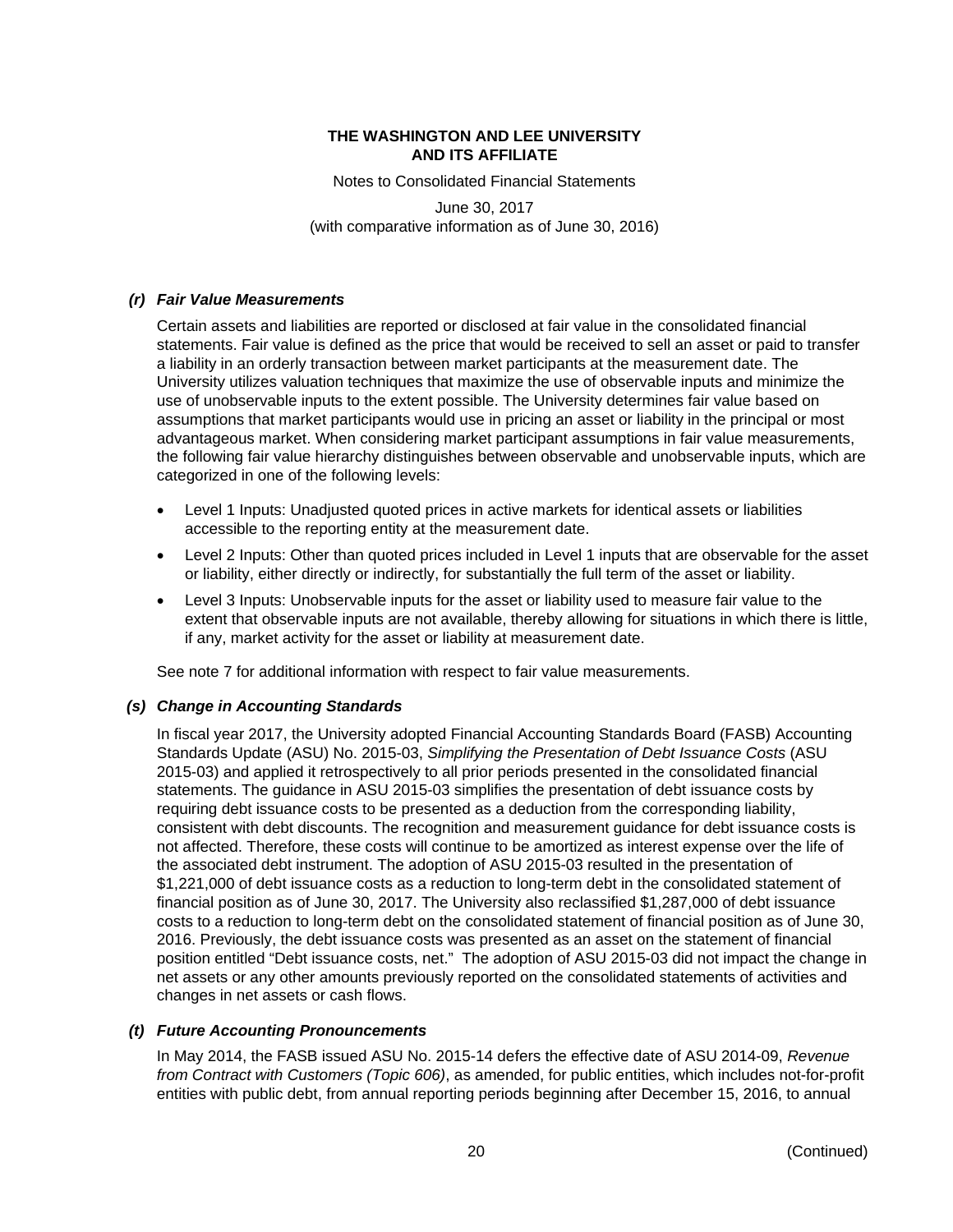### *(r) Fair Value Measurements*

Certain assets and liabilities are reported or disclosed at fair value in the consolidated financial statements. Fair value is defined as the price that would be received to sell an asset or paid to transfer a liability in an orderly transaction between market participants at the measurement date. The University utilizes valuation techniques that maximize the use of observable inputs and minimize the use of unobservable inputs to the extent possible. The University determines fair value based on assumptions that market participants would use in pricing an asset or liability in the principal or most advantageous market. When considering market participant assumptions in fair value measurements, the following fair value hierarchy distinguishes between observable and unobservable inputs, which are categorized in one of the following levels:

- Level 1 Inputs: Unadjusted quoted prices in active markets for identical assets or liabilities accessible to the reporting entity at the measurement date.
- Level 2 Inputs: Other than quoted prices included in Level 1 inputs that are observable for the asset or liability, either directly or indirectly, for substantially the full term of the asset or liability.
- Level 3 Inputs: Unobservable inputs for the asset or liability used to measure fair value to the extent that observable inputs are not available, thereby allowing for situations in which there is little, if any, market activity for the asset or liability at measurement date.

See note 7 for additional information with respect to fair value measurements.

### *(s) Change in Accounting Standards*

In fiscal year 2017, the University adopted Financial Accounting Standards Board (FASB) Accounting Standards Update (ASU) No. 2015-03, *Simplifying the Presentation of Debt Issuance Costs* (ASU 2015-03) and applied it retrospectively to all prior periods presented in the consolidated financial statements. The guidance in ASU 2015-03 simplifies the presentation of debt issuance costs by requiring debt issuance costs to be presented as a deduction from the corresponding liability, consistent with debt discounts. The recognition and measurement guidance for debt issuance costs is not affected. Therefore, these costs will continue to be amortized as interest expense over the life of the associated debt instrument. The adoption of ASU 2015-03 resulted in the presentation of $1,221,000 of debt issuance costs as a reduction to long-term debt in the consolidated statement of financial position as of June 30, 2017. The University also reclassified $1,287,000 of debt issuance costs to a reduction to long-term debt on the consolidated statement of financial position as of June 30, 2016. Previously, the debt issuance costs was presented as an asset on the statement of financial position entitled "Debt issuance costs, net." The adoption of ASU 2015-03 did not impact the change in net assets or any other amounts previously reported on the consolidated statements of activities and changes in net assets or cash flows.

### *(t) Future Accounting Pronouncements*

In May 2014, the FASB issued ASU No. 2015-14 defers the effective date of ASU 2014-09, *Revenue from Contract with Customers (Topic 606)*, as amended, for public entities, which includes not-for-profit entities with public debt, from annual reporting periods beginning after December 15, 2016, to annual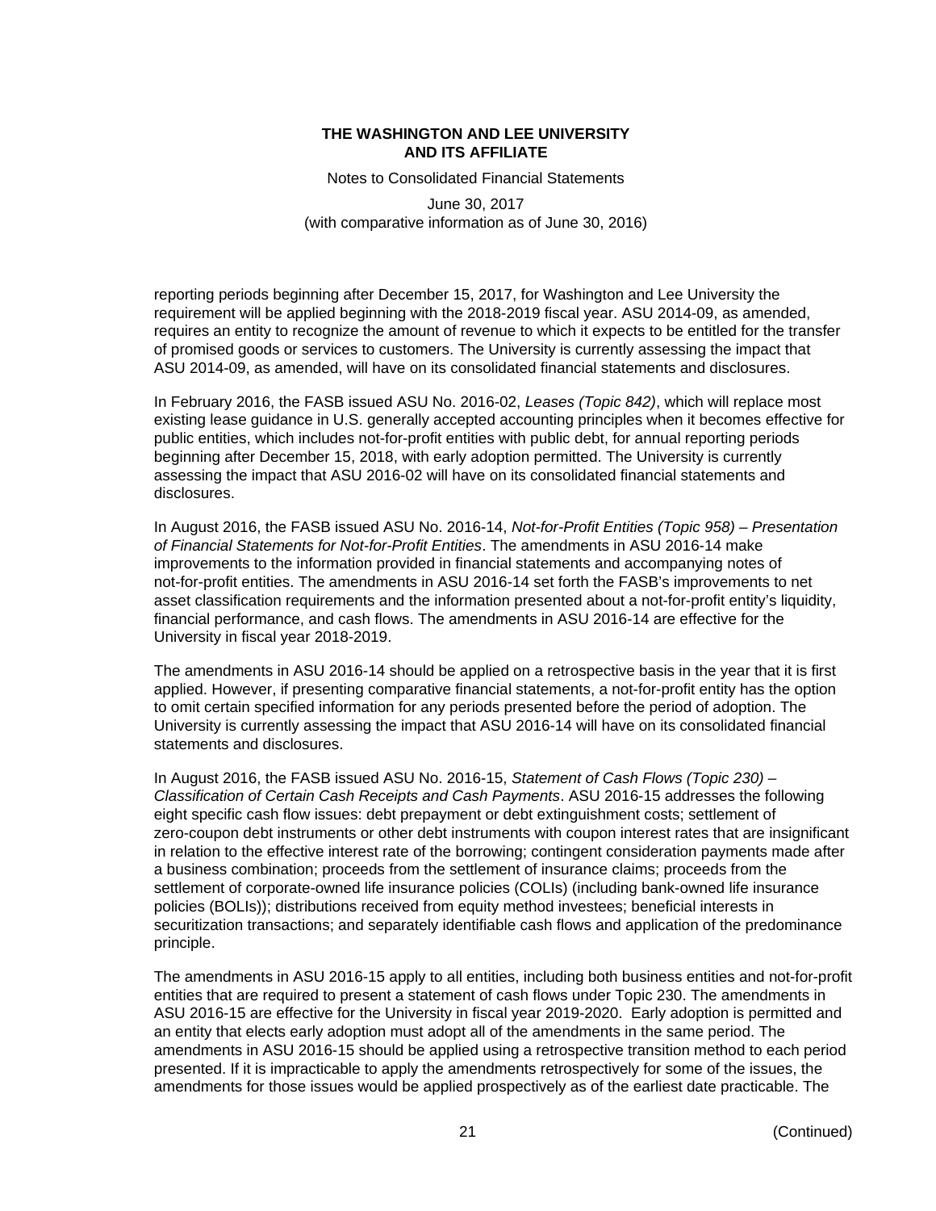reporting periods beginning after December 15, 2017, for Washington and Lee University the requirement will be applied beginning with the 2018-2019 fiscal year. ASU 2014-09, as amended, requires an entity to recognize the amount of revenue to which it expects to be entitled for the transfer of promised goods or services to customers. The University is currently assessing the impact that ASU 2014-09, as amended, will have on its consolidated financial statements and disclosures.

In February 2016, the FASB issued ASU No. 2016-02, *Leases (Topic 842)*, which will replace most existing lease guidance in U.S. generally accepted accounting principles when it becomes effective for public entities, which includes not-for-profit entities with public debt, for annual reporting periods beginning after December 15, 2018, with early adoption permitted. The University is currently assessing the impact that ASU 2016-02 will have on its consolidated financial statements and disclosures.

In August 2016, the FASB issued ASU No. 2016-14, *Not-for-Profit Entities (Topic 958) – Presentation of Financial Statements for Not-for-Profit Entities*. The amendments in ASU 2016-14 make improvements to the information provided in financial statements and accompanying notes of not-for-profit entities. The amendments in ASU 2016-14 set forth the FASB's improvements to net asset classification requirements and the information presented about a not-for-profit entity's liquidity, financial performance, and cash flows. The amendments in ASU 2016-14 are effective for the University in fiscal year 2018-2019.

The amendments in ASU 2016-14 should be applied on a retrospective basis in the year that it is first applied. However, if presenting comparative financial statements, a not-for-profit entity has the option to omit certain specified information for any periods presented before the period of adoption. The University is currently assessing the impact that ASU 2016-14 will have on its consolidated financial statements and disclosures.

In August 2016, the FASB issued ASU No. 2016-15, *Statement of Cash Flows (Topic 230) – Classification of Certain Cash Receipts and Cash Payments*. ASU 2016-15 addresses the following eight specific cash flow issues: debt prepayment or debt extinguishment costs; settlement of zero-coupon debt instruments or other debt instruments with coupon interest rates that are insignificant in relation to the effective interest rate of the borrowing; contingent consideration payments made after a business combination; proceeds from the settlement of insurance claims; proceeds from the settlement of corporate-owned life insurance policies (COLIs) (including bank-owned life insurance policies (BOLIs)); distributions received from equity method investees; beneficial interests in securitization transactions; and separately identifiable cash flows and application of the predominance principle.

The amendments in ASU 2016-15 apply to all entities, including both business entities and not-for-profit entities that are required to present a statement of cash flows under Topic 230. The amendments in ASU 2016-15 are effective for the University in fiscal year 2019-2020. Early adoption is permitted and an entity that elects early adoption must adopt all of the amendments in the same period. The amendments in ASU 2016-15 should be applied using a retrospective transition method to each period presented. If it is impracticable to apply the amendments retrospectively for some of the issues, the amendments for those issues would be applied prospectively as of the earliest date practicable. The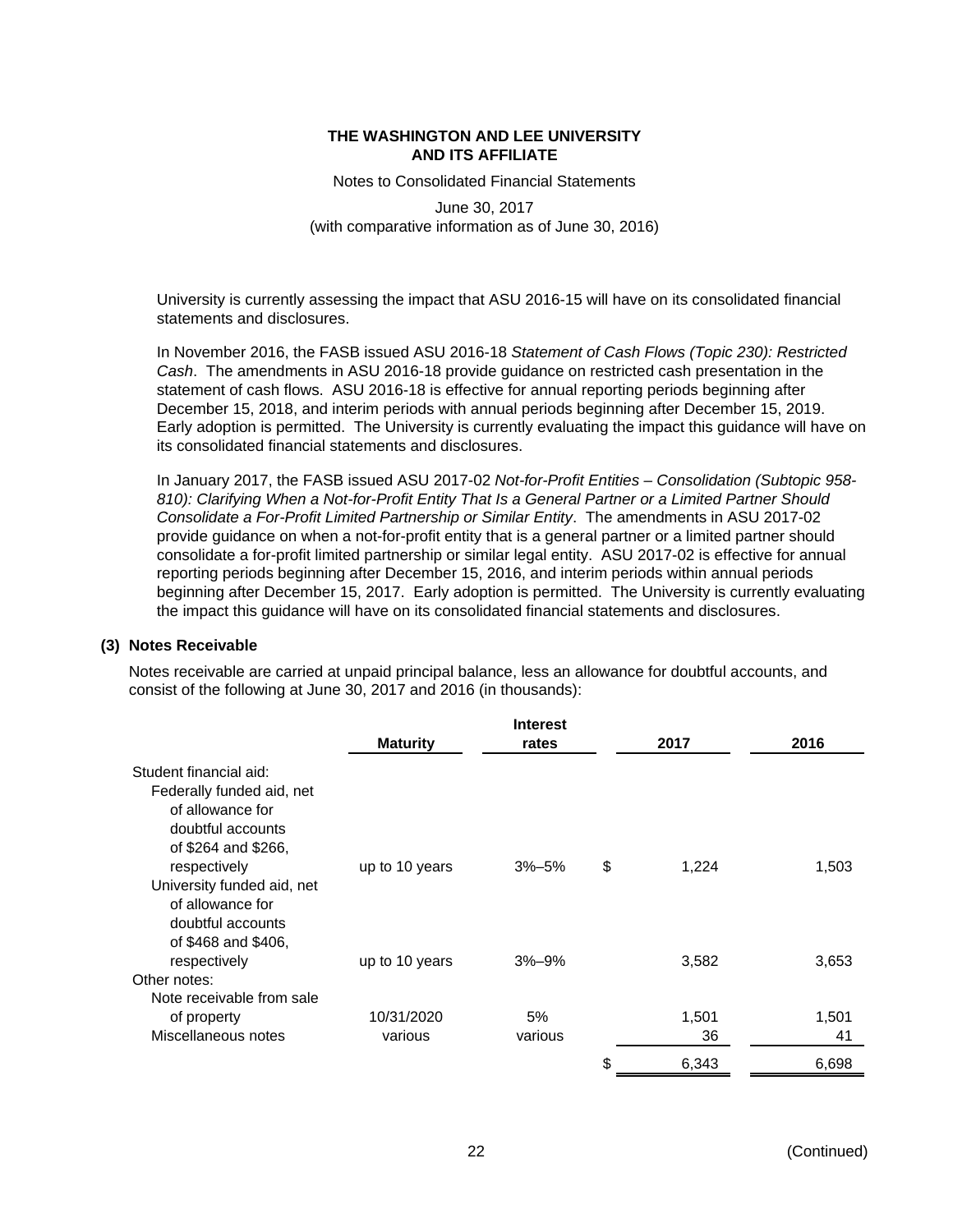University is currently assessing the impact that ASU 2016-15 will have on its consolidated financial statements and disclosures.

In November 2016, the FASB issued ASU 2016-18 *Statement of Cash Flows (Topic 230): Restricted Cash*. The amendments in ASU 2016-18 provide guidance on restricted cash presentation in the statement of cash flows. ASU 2016-18 is effective for annual reporting periods beginning after December 15, 2018, and interim periods with annual periods beginning after December 15, 2019. Early adoption is permitted. The University is currently evaluating the impact this guidance will have on its consolidated financial statements and disclosures.

In January 2017, the FASB issued ASU 2017-02 *Not-for-Profit Entities – Consolidation (Subtopic 958-810): Clarifying When a Not-for-Profit Entity That Is a General Partner or a Limited Partner Should Consolidate a For-Profit Limited Partnership or Similar Entity*. The amendments in ASU 2017-02 provide guidance on when a not-for-profit entity that is a general partner or a limited partner should consolidate a for-profit limited partnership or similar legal entity. ASU 2017-02 is effective for annual reporting periods beginning after December 15, 2016, and interim periods within annual periods beginning after December 15, 2017. Early adoption is permitted. The University is currently evaluating the impact this guidance will have on its consolidated financial statements and disclosures.

## (3) Notes Receivable

Notes receivable are carried at unpaid principal balance, less an allowance for doubtful accounts, and consist of the following at June 30, 2017 and 2016 (in thousands):

| | Maturity | Interest rates | 2017 | 2016 |
|---|---|---|---|---|
| Student financial aid: | | | | |
| Federally funded aid, net of allowance for doubtful accounts of $264 and $266, respectively | up to 10 years | 3%–5% | $ 1,224 | 1,503 |
| University funded aid, net of allowance for doubtful accounts of $468 and $406, respectively | up to 10 years | 3%–9% | 3,582 | 3,653 |
| Other notes: | | | | |
| Note receivable from sale of property | 10/31/2020 | 5% | 1,501 | 1,501 |
| Miscellaneous notes | various | various | 36 | 41 |
| | | | $ 6,343 | 6,698 |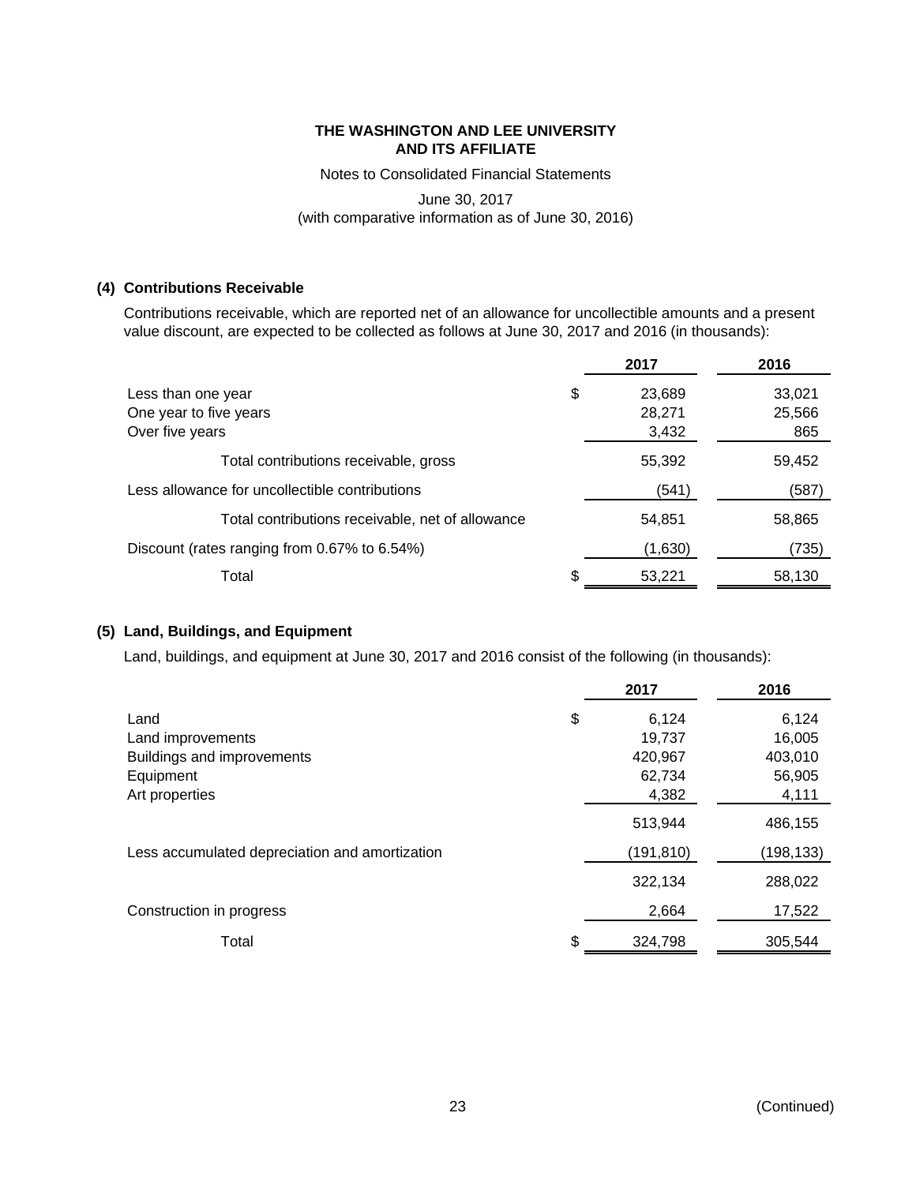**THE WASHINGTON AND LEE UNIVERSITY AND ITS AFFILIATE**

Notes to Consolidated Financial Statements

June 30, 2017
(with comparative information as of June 30, 2016)

### (4) Contributions Receivable

Contributions receivable, which are reported net of an allowance for uncollectible amounts and a present value discount, are expected to be collected as follows at June 30, 2017 and 2016 (in thousands):

| | 2017 | 2016 |
|---|---|---|
| Less than one year | $ 23,689 | 33,021 |
| One year to five years | 28,271 | 25,566 |
| Over five years | 3,432 | 865 |
| Total contributions receivable, gross | 55,392 | 59,452 |
| Less allowance for uncollectible contributions | (541) | (587) |
| Total contributions receivable, net of allowance | 54,851 | 58,865 |
| Discount (rates ranging from 0.67% to 6.54%) | (1,630) | (735) |
| Total | $ 53,221 | 58,130 |

### (5) Land, Buildings, and Equipment

Land, buildings, and equipment at June 30, 2017 and 2016 consist of the following (in thousands):

| | 2017 | 2016 |
|---|---|---|
| Land | $ 6,124 | 6,124 |
| Land improvements | 19,737 | 16,005 |
| Buildings and improvements | 420,967 | 403,010 |
| Equipment | 62,734 | 56,905 |
| Art properties | 4,382 | 4,111 |
| | 513,944 | 486,155 |
| Less accumulated depreciation and amortization | (191,810) | (198,133) |
| | 322,134 | 288,022 |
| Construction in progress | 2,664 | 17,522 |
| Total | $ 324,798 | 305,544 |

(Continued)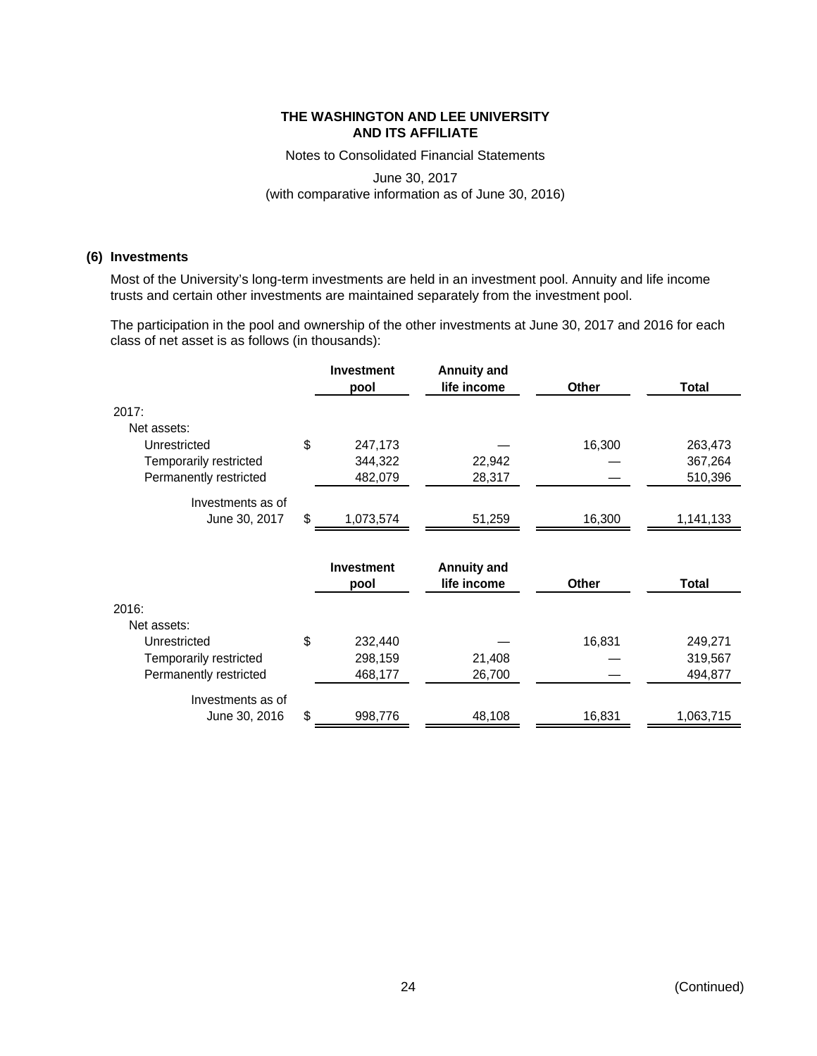### (6) Investments

Most of the University's long-term investments are held in an investment pool. Annuity and life income trusts and certain other investments are maintained separately from the investment pool.

The participation in the pool and ownership of the other investments at June 30, 2017 and 2016 for each class of net asset is as follows (in thousands):

| | Investment pool | Annuity and life income | Other | Total |
|---|---|---|---|---|
| 2017: | | | | |
| Net assets: | | | | |
| Unrestricted | $ 247,173 | — | 16,300 | 263,473 |
| Temporarily restricted | 344,322 | 22,942 | — | 367,264 |
| Permanently restricted | 482,079 | 28,317 | — | 510,396 |
| Investments as of June 30, 2017 | $ 1,073,574 | 51,259 | 16,300 | 1,141,133 |

| | Investment pool | Annuity and life income | Other | Total |
|---|---|---|---|---|
| 2016: | | | | |
| Net assets: | | | | |
| Unrestricted | $ 232,440 | — | 16,831 | 249,271 |
| Temporarily restricted | 298,159 | 21,408 | — | 319,567 |
| Permanently restricted | 468,177 | 26,700 | — | 494,877 |
| Investments as of June 30, 2016 | $ 998,776 | 48,108 | 16,831 | 1,063,715 |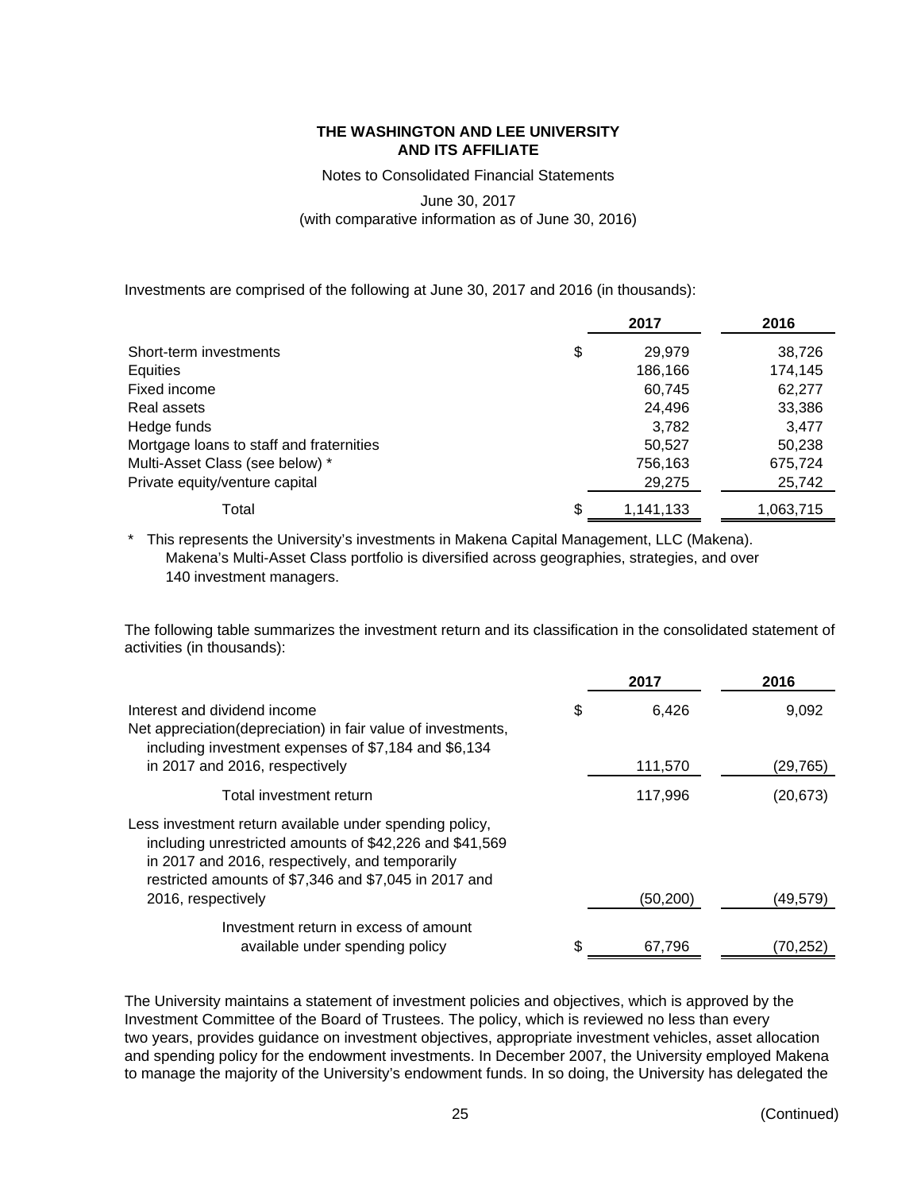**THE WASHINGTON AND LEE UNIVERSITY AND ITS AFFILIATE**

Notes to Consolidated Financial Statements

June 30, 2017

(with comparative information as of June 30, 2016)

Investments are comprised of the following at June 30, 2017 and 2016 (in thousands):

| | 2017 | 2016 |
|---|---|---|
| Short-term investments | $ 29,979 | 38,726 |
| Equities | 186,166 | 174,145 |
| Fixed income | 60,745 | 62,277 |
| Real assets | 24,496 | 33,386 |
| Hedge funds | 3,782 | 3,477 |
| Mortgage loans to staff and fraternities | 50,527 | 50,238 |
| Multi-Asset Class (see below) * | 756,163 | 675,724 |
| Private equity/venture capital | 29,275 | 25,742 |
| Total | $ 1,141,133 | 1,063,715 |

\* This represents the University's investments in Makena Capital Management, LLC (Makena). Makena's Multi-Asset Class portfolio is diversified across geographies, strategies, and over 140 investment managers.

The following table summarizes the investment return and its classification in the consolidated statement of activities (in thousands):

| | 2017 | 2016 |
|---|---|---|
| Interest and dividend income | $ 6,426 | 9,092 |
| Net appreciation(depreciation) in fair value of investments, including investment expenses of $7,184 and $6,134 in 2017 and 2016, respectively | 111,570 | (29,765) |
| Total investment return | 117,996 | (20,673) |
| Less investment return available under spending policy, including unrestricted amounts of $42,226 and $41,569 in 2017 and 2016, respectively, and temporarily restricted amounts of $7,346 and $7,045 in 2017 and 2016, respectively | (50,200) | (49,579) |
| Investment return in excess of amount available under spending policy | $ 67,796 | (70,252) |

The University maintains a statement of investment policies and objectives, which is approved by the Investment Committee of the Board of Trustees. The policy, which is reviewed no less than every two years, provides guidance on investment objectives, appropriate investment vehicles, asset allocation and spending policy for the endowment investments. In December 2007, the University employed Makena to manage the majority of the University's endowment funds. In so doing, the University has delegated the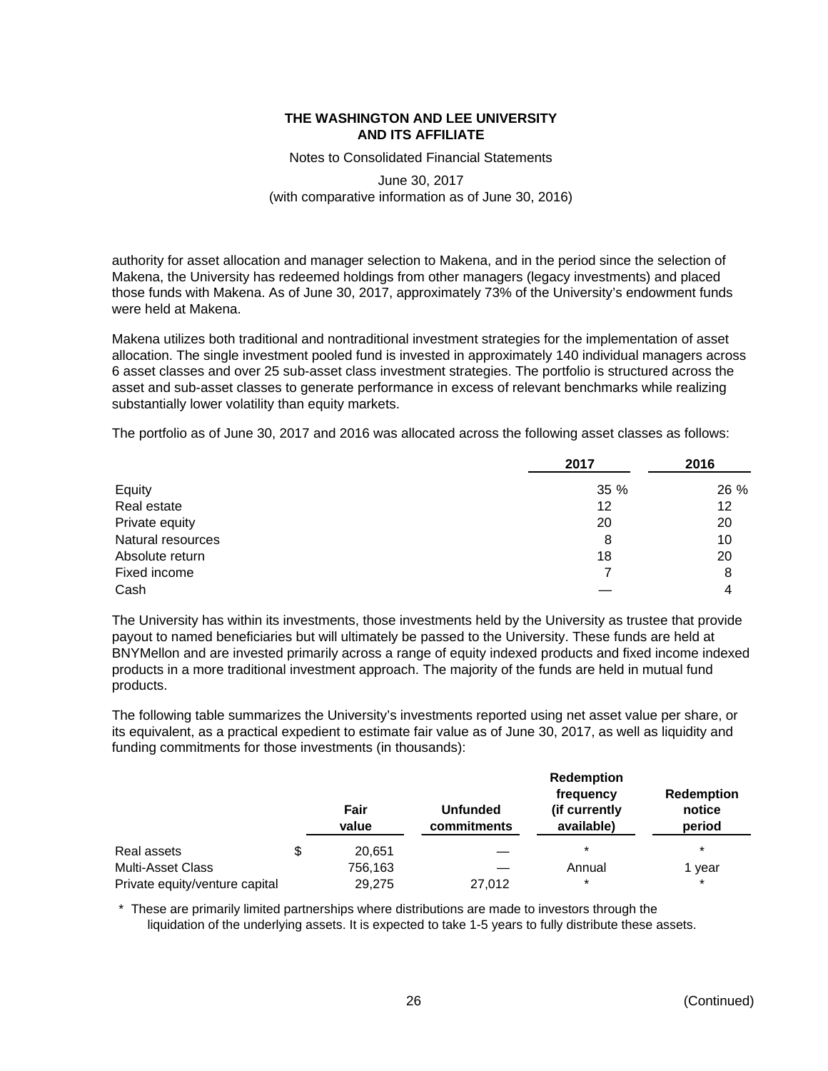authority for asset allocation and manager selection to Makena, and in the period since the selection of Makena, the University has redeemed holdings from other managers (legacy investments) and placed those funds with Makena. As of June 30, 2017, approximately 73% of the University's endowment funds were held at Makena.

Makena utilizes both traditional and nontraditional investment strategies for the implementation of asset allocation. The single investment pooled fund is invested in approximately 140 individual managers across 6 asset classes and over 25 sub-asset class investment strategies. The portfolio is structured across the asset and sub-asset classes to generate performance in excess of relevant benchmarks while realizing substantially lower volatility than equity markets.

The portfolio as of June 30, 2017 and 2016 was allocated across the following asset classes as follows:

| | 2017 | 2016 |
|---|---|---|
| Equity | 35 % | 26 % |
| Real estate | 12 | 12 |
| Private equity | 20 | 20 |
| Natural resources | 8 | 10 |
| Absolute return | 18 | 20 |
| Fixed income | 7 | 8 |
| Cash | — | 4 |

The University has within its investments, those investments held by the University as trustee that provide payout to named beneficiaries but will ultimately be passed to the University. These funds are held at BNYMellon and are invested primarily across a range of equity indexed products and fixed income indexed products in a more traditional investment approach. The majority of the funds are held in mutual fund products.

The following table summarizes the University's investments reported using net asset value per share, or its equivalent, as a practical expedient to estimate fair value as of June 30, 2017, as well as liquidity and funding commitments for those investments (in thousands):

| | Fair value | Unfunded commitments | Redemption frequency (if currently available) | Redemption notice period |
|---|---|---|---|---|
| Real assets | $ 20,651 | — | * | * |
| Multi-Asset Class | 756,163 | — | Annual | 1 year |
| Private equity/venture capital | 29,275 | 27,012 | * | * |

\* These are primarily limited partnerships where distributions are made to investors through the liquidation of the underlying assets. It is expected to take 1-5 years to fully distribute these assets.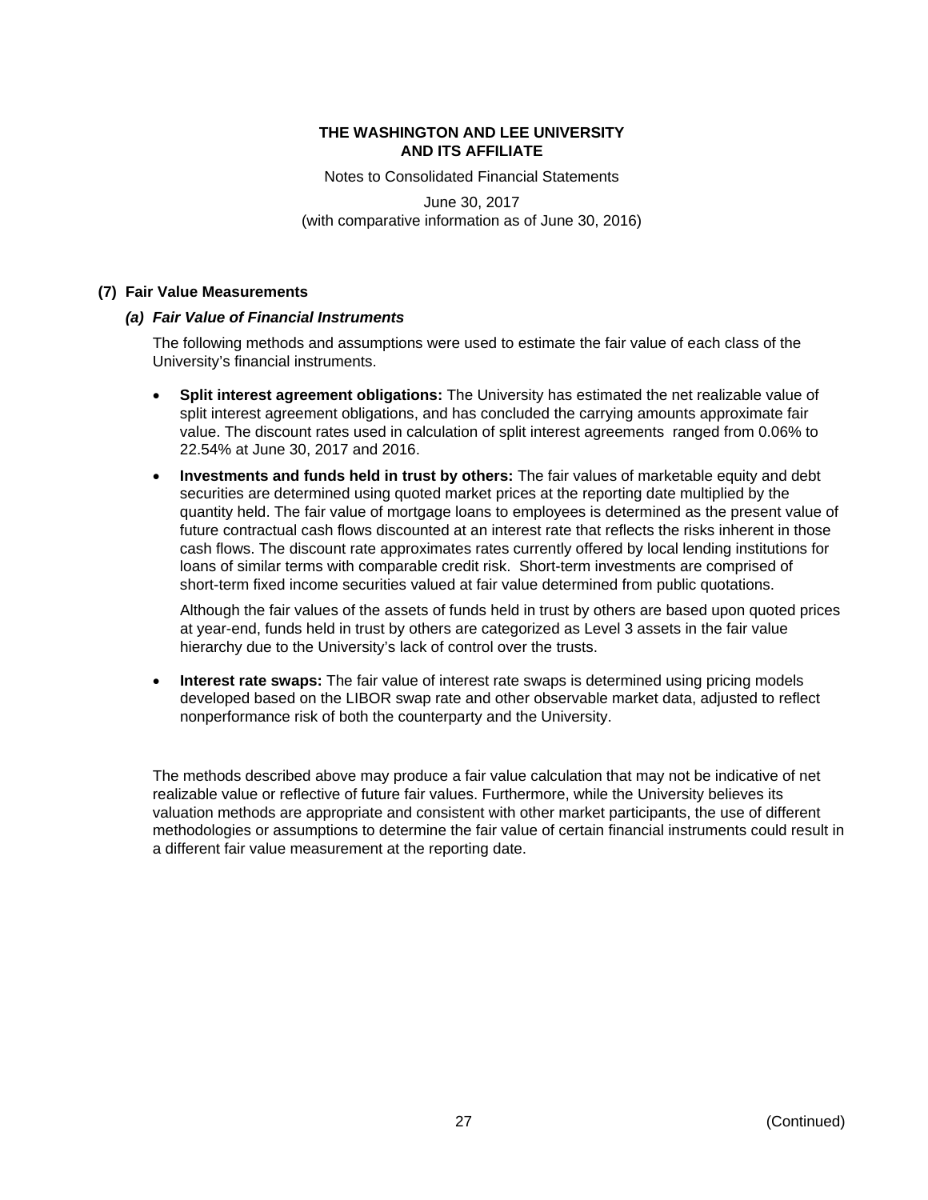## (7) Fair Value Measurements

### *(a) Fair Value of Financial Instruments*

The following methods and assumptions were used to estimate the fair value of each class of the University's financial instruments.

- **Split interest agreement obligations:** The University has estimated the net realizable value of split interest agreement obligations, and has concluded the carrying amounts approximate fair value. The discount rates used in calculation of split interest agreements ranged from 0.06% to 22.54% at June 30, 2017 and 2016.
- **Investments and funds held in trust by others:** The fair values of marketable equity and debt securities are determined using quoted market prices at the reporting date multiplied by the quantity held. The fair value of mortgage loans to employees is determined as the present value of future contractual cash flows discounted at an interest rate that reflects the risks inherent in those cash flows. The discount rate approximates rates currently offered by local lending institutions for loans of similar terms with comparable credit risk. Short-term investments are comprised of short-term fixed income securities valued at fair value determined from public quotations.

  Although the fair values of the assets of funds held in trust by others are based upon quoted prices at year-end, funds held in trust by others are categorized as Level 3 assets in the fair value hierarchy due to the University's lack of control over the trusts.
- **Interest rate swaps:** The fair value of interest rate swaps is determined using pricing models developed based on the LIBOR swap rate and other observable market data, adjusted to reflect nonperformance risk of both the counterparty and the University.

The methods described above may produce a fair value calculation that may not be indicative of net realizable value or reflective of future fair values. Furthermore, while the University believes its valuation methods are appropriate and consistent with other market participants, the use of different methodologies or assumptions to determine the fair value of certain financial instruments could result in a different fair value measurement at the reporting date.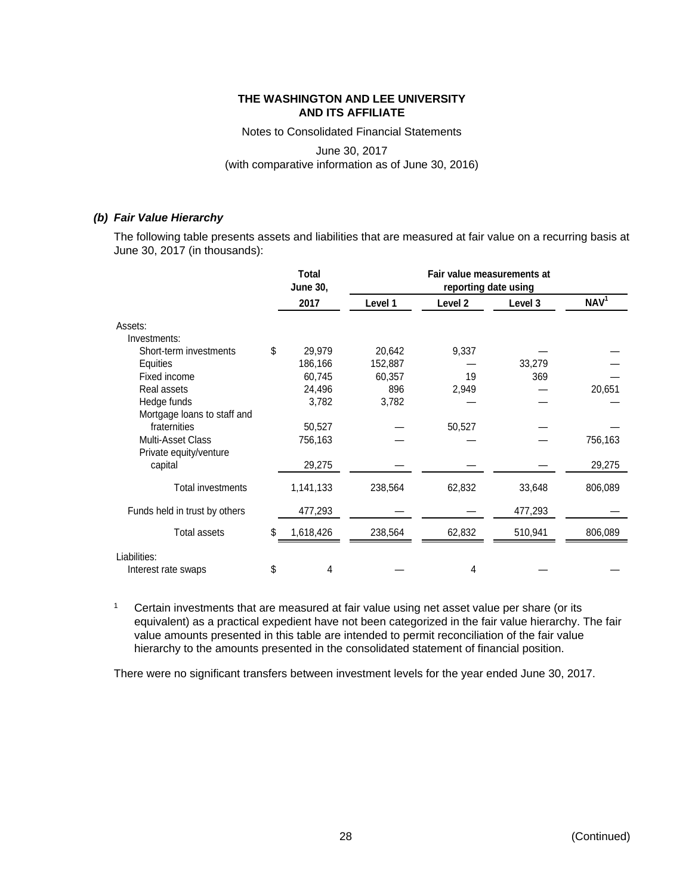### (b) Fair Value Hierarchy

The following table presents assets and liabilities that are measured at fair value on a recurring basis at June 30, 2017 (in thousands):

| | Total June 30, | Fair value measurements at reporting date using | | | |
|---|---|---|---|---|---|
| | 2017 | Level 1 | Level 2 | Level 3 | NAV[1] |
| Assets: | | | | | |
| Investments: | | | | | |
| Short-term investments | $ 29,979 | 20,642 | 9,337 | — | — |
| Equities | 186,166 | 152,887 | — | 33,279 | — |
| Fixed income | 60,745 | 60,357 | 19 | 369 | — |
| Real assets | 24,496 | 896 | 2,949 | — | 20,651 |
| Hedge funds | 3,782 | 3,782 | — | — | — |
| Mortgage loans to staff and fraternities | 50,527 | — | 50,527 | — | — |
| Multi-Asset Class | 756,163 | — | — | — | 756,163 |
| Private equity/venture capital | 29,275 | — | — | — | 29,275 |
| Total investments | 1,141,133 | 238,564 | 62,832 | 33,648 | 806,089 |
| Funds held in trust by others | 477,293 | — | — | 477,293 | — |
| Total assets | $ 1,618,426 | 238,564 | 62,832 | 510,941 | 806,089 |
| Liabilities: | | | | | |
| Interest rate swaps | $ 4 | — | 4 | — | — |

[1] Certain investments that are measured at fair value using net asset value per share (or its equivalent) as a practical expedient have not been categorized in the fair value hierarchy. The fair value amounts presented in this table are intended to permit reconciliation of the fair value hierarchy to the amounts presented in the consolidated statement of financial position.

There were no significant transfers between investment levels for the year ended June 30, 2017.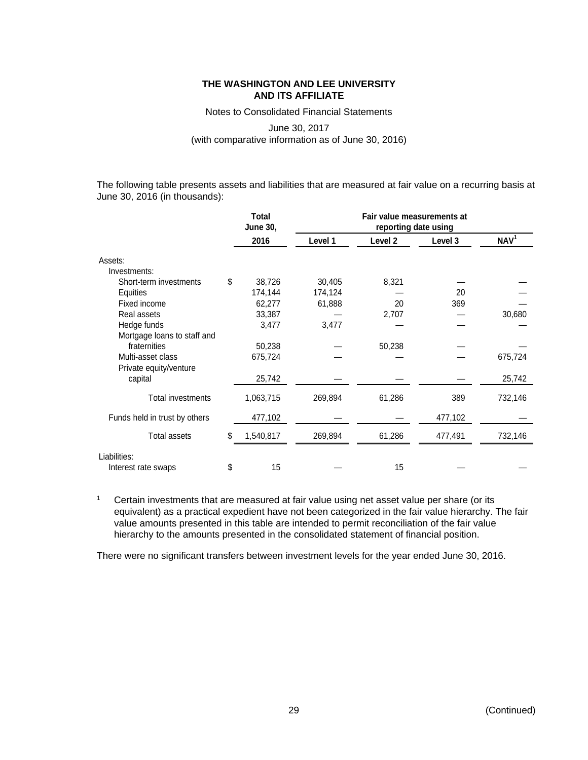**THE WASHINGTON AND LEE UNIVERSITY AND ITS AFFILIATE**

Notes to Consolidated Financial Statements

June 30, 2017
(with comparative information as of June 30, 2016)

The following table presents assets and liabilities that are measured at fair value on a recurring basis at June 30, 2016 (in thousands):

| | Total June 30, | Fair value measurements at reporting date using | | | |
|---|---|---|---|---|---|
| | 2016 | Level 1 | Level 2 | Level 3 | NAV[1] |
| Assets: | | | | | |
| Investments: | | | | | |
| Short-term investments | $ 38,726 | 30,405 | 8,321 | — | — |
| Equities | 174,144 | 174,124 | — | 20 | — |
| Fixed income | 62,277 | 61,888 | 20 | 369 | — |
| Real assets | 33,387 | — | 2,707 | — | 30,680 |
| Hedge funds | 3,477 | 3,477 | — | — | — |
| Mortgage loans to staff and fraternities | 50,238 | — | 50,238 | — | — |
| Multi-asset class | 675,724 | — | — | — | 675,724 |
| Private equity/venture capital | 25,742 | — | — | — | 25,742 |
| Total investments | 1,063,715 | 269,894 | 61,286 | 389 | 732,146 |
| Funds held in trust by others | 477,102 | — | — | 477,102 | — |
| Total assets | $ 1,540,817 | 269,894 | 61,286 | 477,491 | 732,146 |
| Liabilities: | | | | | |
| Interest rate swaps | $ 15 | — | 15 | — | — |

[1] Certain investments that are measured at fair value using net asset value per share (or its equivalent) as a practical expedient have not been categorized in the fair value hierarchy. The fair value amounts presented in this table are intended to permit reconciliation of the fair value hierarchy to the amounts presented in the consolidated statement of financial position.

There were no significant transfers between investment levels for the year ended June 30, 2016.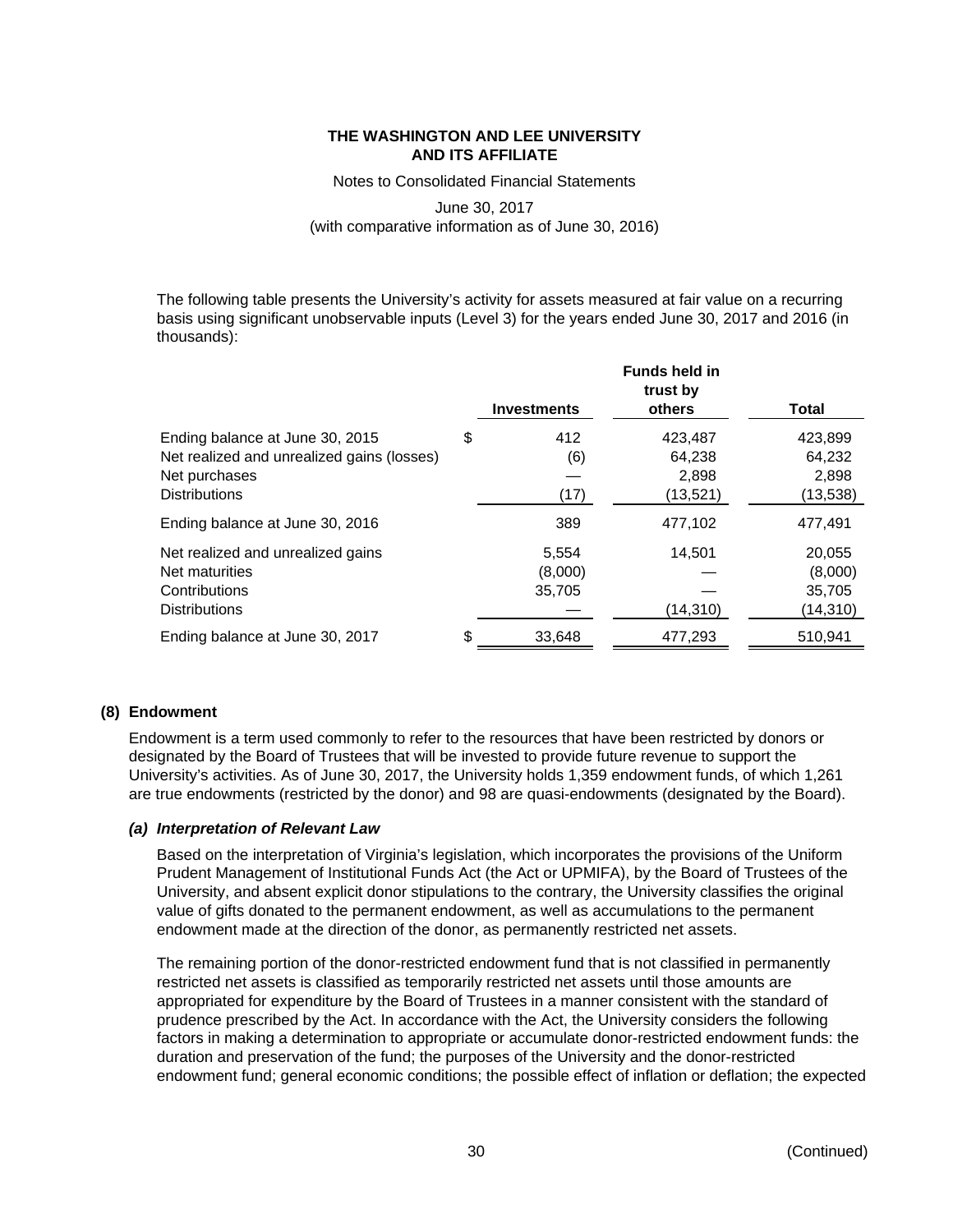The following table presents the University's activity for assets measured at fair value on a recurring basis using significant unobservable inputs (Level 3) for the years ended June 30, 2017 and 2016 (in thousands):

| | Investments | Funds held in trust by others | Total |
|---|---|---|---|
| Ending balance at June 30, 2015 | $ 412 | 423,487 | 423,899 |
| Net realized and unrealized gains (losses) | (6) | 64,238 | 64,232 |
| Net purchases | — | 2,898 | 2,898 |
| Distributions | (17) | (13,521) | (13,538) |
| Ending balance at June 30, 2016 | 389 | 477,102 | 477,491 |
| Net realized and unrealized gains | 5,554 | 14,501 | 20,055 |
| Net maturities | (8,000) | — | (8,000) |
| Contributions | 35,705 | — | 35,705 |
| Distributions | — | (14,310) | (14,310) |
| Ending balance at June 30, 2017 | $ 33,648 | 477,293 | 510,941 |

## (8) Endowment

Endowment is a term used commonly to refer to the resources that have been restricted by donors or designated by the Board of Trustees that will be invested to provide future revenue to support the University's activities. As of June 30, 2017, the University holds 1,359 endowment funds, of which 1,261 are true endowments (restricted by the donor) and 98 are quasi-endowments (designated by the Board).

### *(a) Interpretation of Relevant Law*

Based on the interpretation of Virginia's legislation, which incorporates the provisions of the Uniform Prudent Management of Institutional Funds Act (the Act or UPMIFA), by the Board of Trustees of the University, and absent explicit donor stipulations to the contrary, the University classifies the original value of gifts donated to the permanent endowment, as well as accumulations to the permanent endowment made at the direction of the donor, as permanently restricted net assets.

The remaining portion of the donor-restricted endowment fund that is not classified in permanently restricted net assets is classified as temporarily restricted net assets until those amounts are appropriated for expenditure by the Board of Trustees in a manner consistent with the standard of prudence prescribed by the Act. In accordance with the Act, the University considers the following factors in making a determination to appropriate or accumulate donor-restricted endowment funds: the duration and preservation of the fund; the purposes of the University and the donor-restricted endowment fund; general economic conditions; the possible effect of inflation or deflation; the expected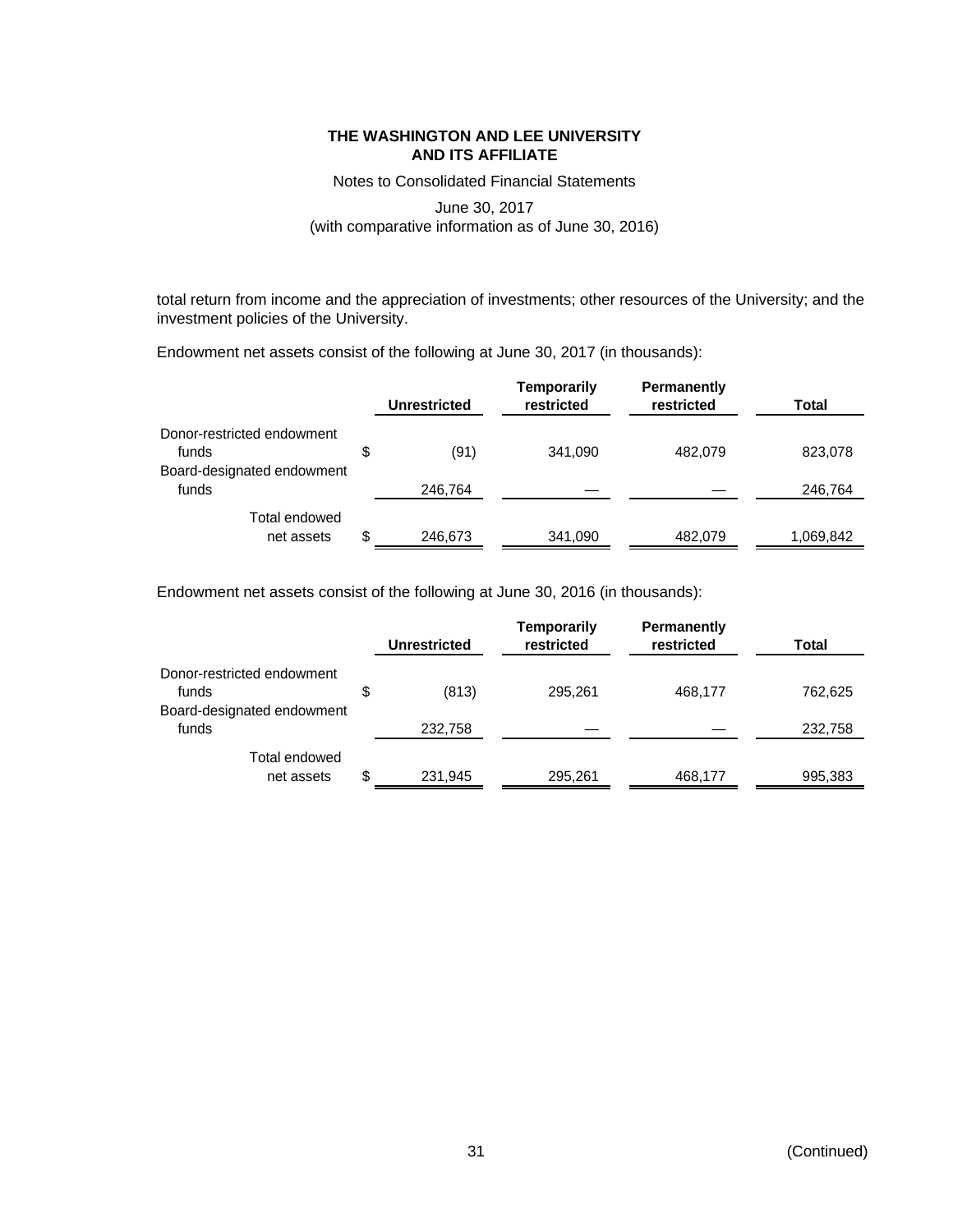total return from income and the appreciation of investments; other resources of the University; and the investment policies of the University.

Endowment net assets consist of the following at June 30, 2017 (in thousands):

| | Unrestricted | Temporarily restricted | Permanently restricted | Total |
|---|---|---|---|---|
| Donor-restricted endowment funds | $ (91) | 341,090 | 482,079 | 823,078 |
| Board-designated endowment funds | 246,764 | — | — | 246,764 |
| Total endowed net assets | $ 246,673 | 341,090 | 482,079 | 1,069,842 |

Endowment net assets consist of the following at June 30, 2016 (in thousands):

| | Unrestricted | Temporarily restricted | Permanently restricted | Total |
|---|---|---|---|---|
| Donor-restricted endowment funds | $ (813) | 295,261 | 468,177 | 762,625 |
| Board-designated endowment funds | 232,758 | — | — | 232,758 |
| Total endowed net assets | $ 231,945 | 295,261 | 468,177 | 995,383 |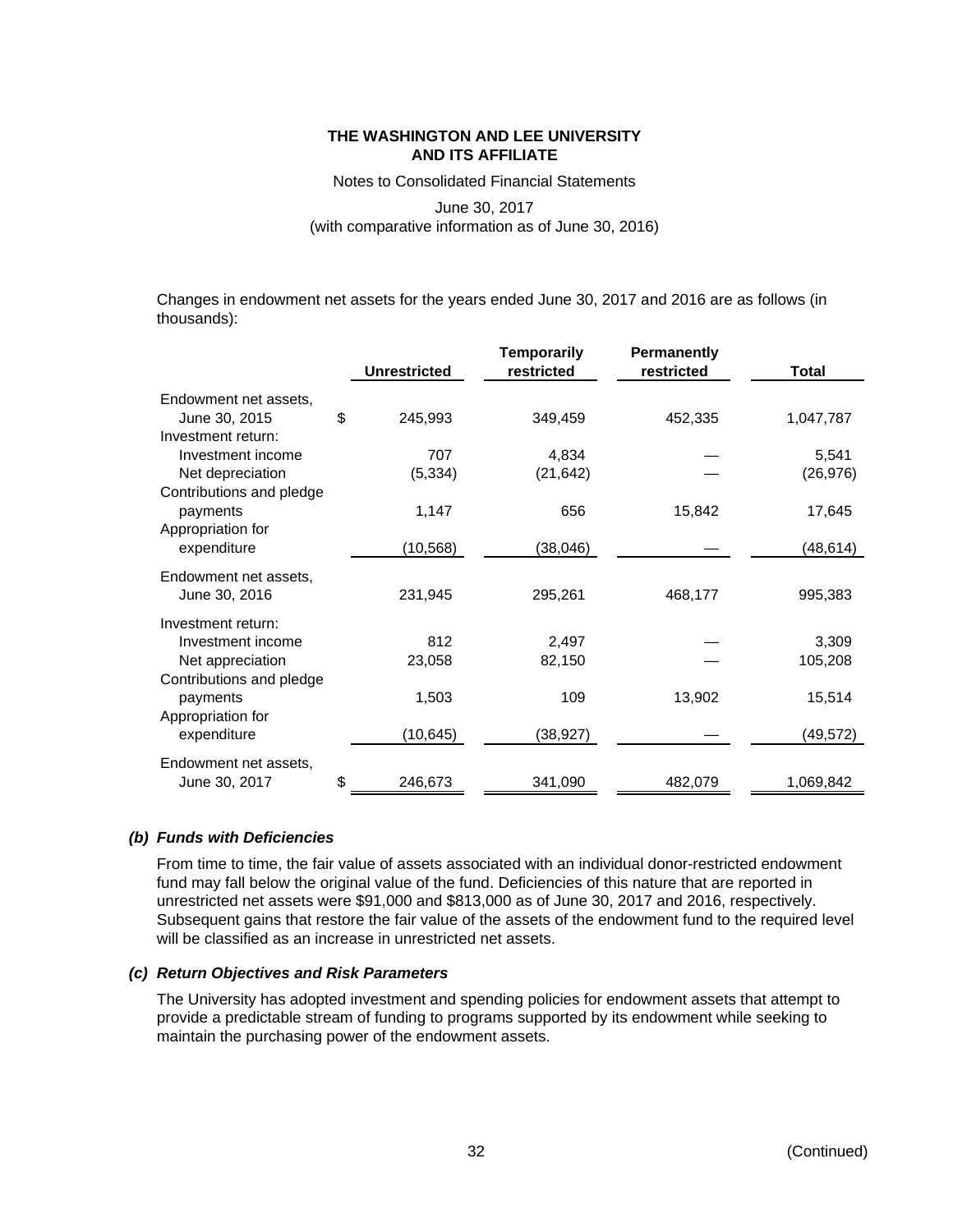Changes in endowment net assets for the years ended June 30, 2017 and 2016 are as follows (in thousands):

| | Unrestricted | Temporarily restricted | Permanently restricted | Total |
|---|---|---|---|---|
| Endowment net assets, June 30, 2015 | $ 245,993 | 349,459 | 452,335 | 1,047,787 |
| Investment return: | | | | |
| Investment income | 707 | 4,834 | — | 5,541 |
| Net depreciation | (5,334) | (21,642) | — | (26,976) |
| Contributions and pledge payments | 1,147 | 656 | 15,842 | 17,645 |
| Appropriation for expenditure | (10,568) | (38,046) | — | (48,614) |
| Endowment net assets, June 30, 2016 | 231,945 | 295,261 | 468,177 | 995,383 |
| Investment return: | | | | |
| Investment income | 812 | 2,497 | — | 3,309 |
| Net appreciation | 23,058 | 82,150 | — | 105,208 |
| Contributions and pledge payments | 1,503 | 109 | 13,902 | 15,514 |
| Appropriation for expenditure | (10,645) | (38,927) | — | (49,572) |
| Endowment net assets, June 30, 2017 | $ 246,673 | 341,090 | 482,079 | 1,069,842 |

### *(b) Funds with Deficiencies*

From time to time, the fair value of assets associated with an individual donor-restricted endowment fund may fall below the original value of the fund. Deficiencies of this nature that are reported in unrestricted net assets were $91,000 and $813,000 as of June 30, 2017 and 2016, respectively. Subsequent gains that restore the fair value of the assets of the endowment fund to the required level will be classified as an increase in unrestricted net assets.

### *(c) Return Objectives and Risk Parameters*

The University has adopted investment and spending policies for endowment assets that attempt to provide a predictable stream of funding to programs supported by its endowment while seeking to maintain the purchasing power of the endowment assets.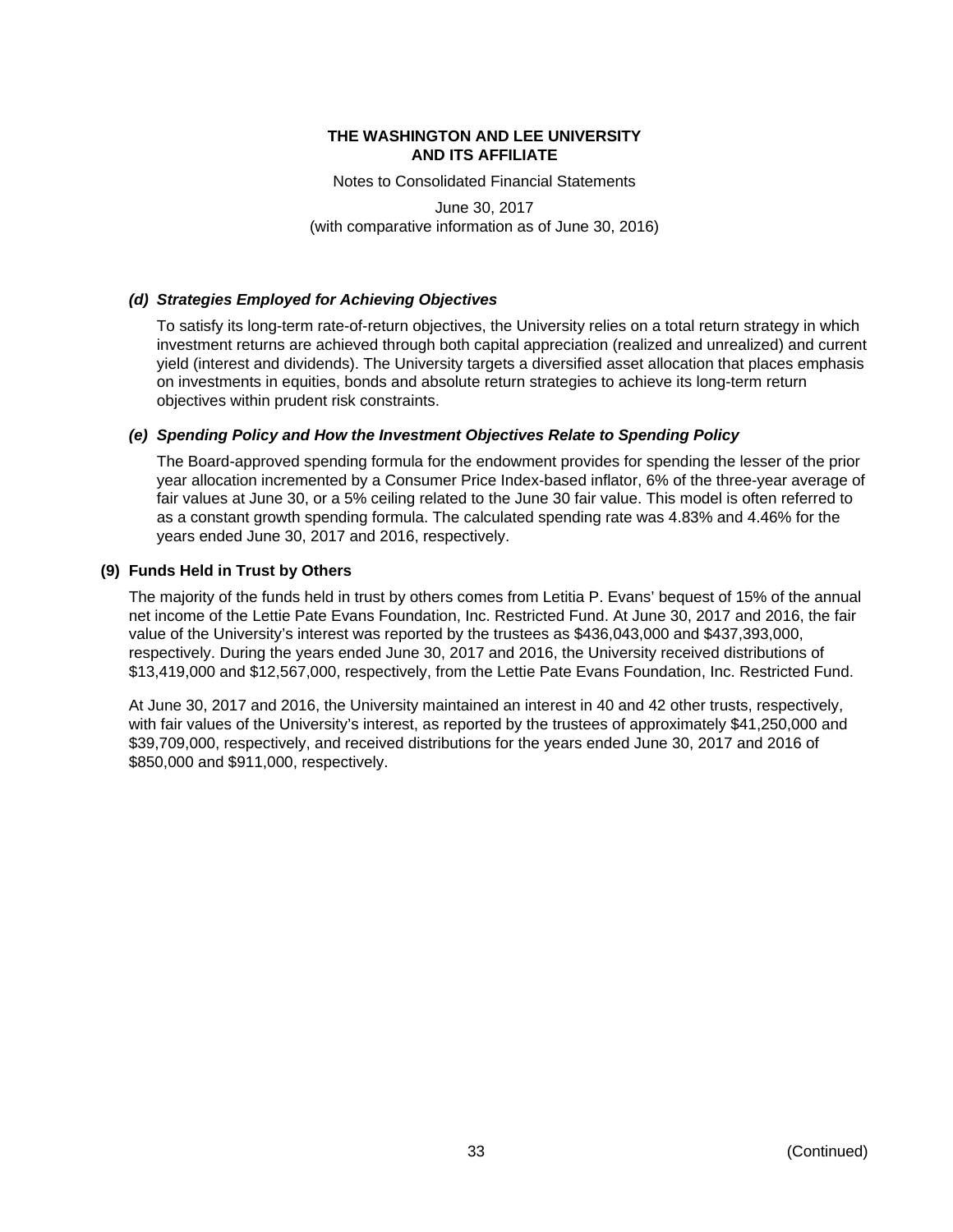#### *(d) Strategies Employed for Achieving Objectives*

To satisfy its long-term rate-of-return objectives, the University relies on a total return strategy in which investment returns are achieved through both capital appreciation (realized and unrealized) and current yield (interest and dividends). The University targets a diversified asset allocation that places emphasis on investments in equities, bonds and absolute return strategies to achieve its long-term return objectives within prudent risk constraints.

#### *(e) Spending Policy and How the Investment Objectives Relate to Spending Policy*

The Board-approved spending formula for the endowment provides for spending the lesser of the prior year allocation incremented by a Consumer Price Index-based inflator, 6% of the three-year average of fair values at June 30, or a 5% ceiling related to the June 30 fair value. This model is often referred to as a constant growth spending formula. The calculated spending rate was 4.83% and 4.46% for the years ended June 30, 2017 and 2016, respectively.

### (9) Funds Held in Trust by Others

The majority of the funds held in trust by others comes from Letitia P. Evans' bequest of 15% of the annual net income of the Lettie Pate Evans Foundation, Inc. Restricted Fund. At June 30, 2017 and 2016, the fair value of the University's interest was reported by the trustees as $436,043,000 and $437,393,000, respectively. During the years ended June 30, 2017 and 2016, the University received distributions of $13,419,000 and $12,567,000, respectively, from the Lettie Pate Evans Foundation, Inc. Restricted Fund.

At June 30, 2017 and 2016, the University maintained an interest in 40 and 42 other trusts, respectively, with fair values of the University's interest, as reported by the trustees of approximately $41,250,000 and $39,709,000, respectively, and received distributions for the years ended June 30, 2017 and 2016 of $850,000 and $911,000, respectively.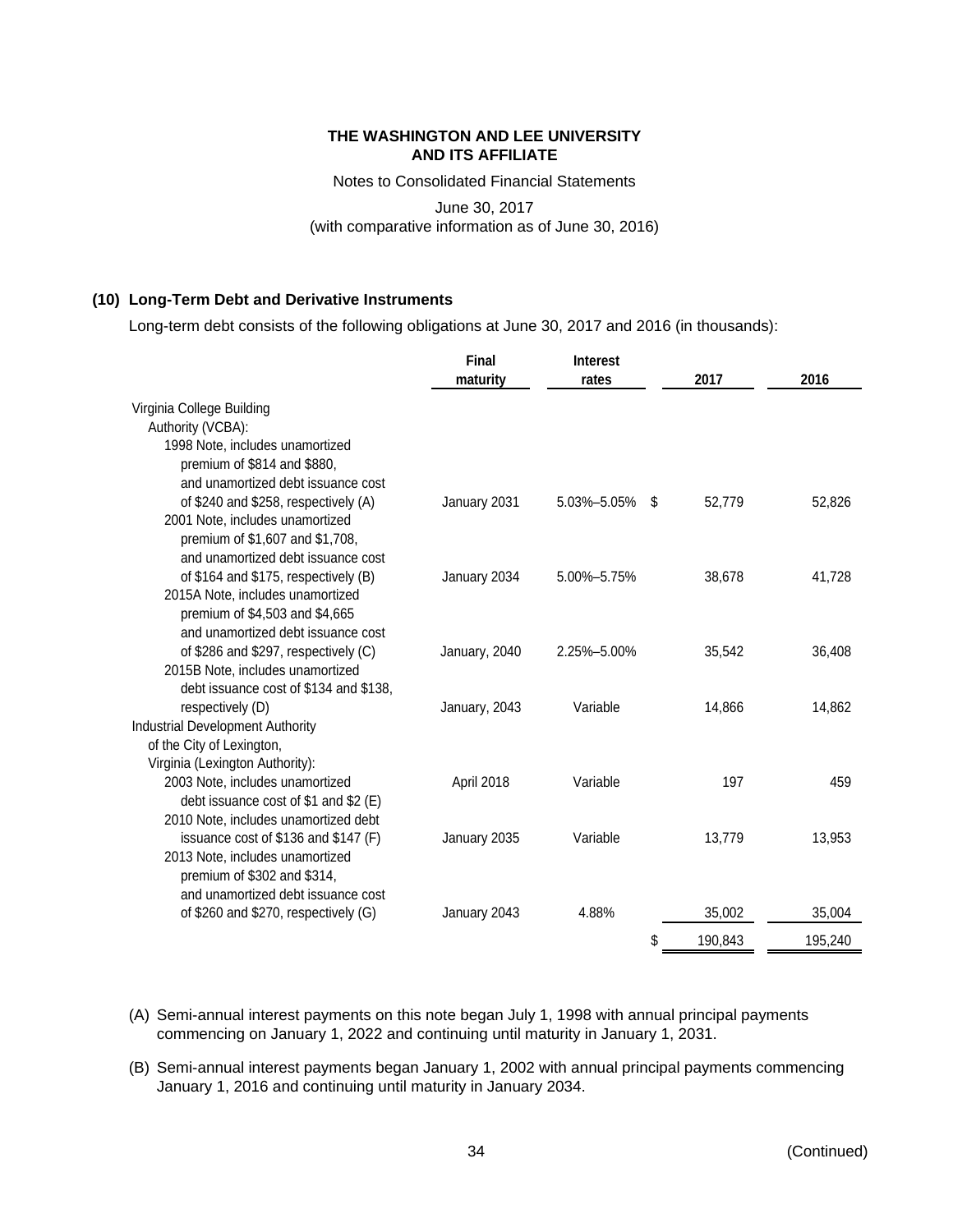THE WASHINGTON AND LEE UNIVERSITY
AND ITS AFFILIATE

Notes to Consolidated Financial Statements

June 30, 2017
(with comparative information as of June 30, 2016)

## (10) Long-Term Debt and Derivative Instruments

Long-term debt consists of the following obligations at June 30, 2017 and 2016 (in thousands):

| | Final maturity | Interest rates | 2017 | 2016 |
|---|---|---|---|---|
| Virginia College Building Authority (VCBA): | | | | |
| 1998 Note, includes unamortized premium of $814 and $880, and unamortized debt issuance cost of $240 and $258, respectively (A) | January 2031 | 5.03%–5.05% | $ 52,779 | 52,826 |
| 2001 Note, includes unamortized premium of $1,607 and $1,708, and unamortized debt issuance cost of $164 and $175, respectively (B) | January 2034 | 5.00%–5.75% | 38,678 | 41,728 |
| 2015A Note, includes unamortized premium of $4,503 and $4,665 and unamortized debt issuance cost of $286 and $297, respectively (C) | January, 2040 | 2.25%–5.00% | 35,542 | 36,408 |
| 2015B Note, includes unamortized debt issuance cost of $134 and $138, respectively (D) | January, 2043 | Variable | 14,866 | 14,862 |
| Industrial Development Authority of the City of Lexington, Virginia (Lexington Authority): | | | | |
| 2003 Note, includes unamortized debt issuance cost of $1 and $2 (E) | April 2018 | Variable | 197 | 459 |
| 2010 Note, includes unamortized debt issuance cost of $136 and $147 (F) | January 2035 | Variable | 13,779 | 13,953 |
| 2013 Note, includes unamortized premium of $302 and $314, and unamortized debt issuance cost of $260 and $270, respectively (G) | January 2043 | 4.88% | 35,002 | 35,004 |
| | | | $ 190,843 | 195,240 |

(A) Semi-annual interest payments on this note began July 1, 1998 with annual principal payments commencing on January 1, 2022 and continuing until maturity in January 1, 2031.

(B) Semi-annual interest payments began January 1, 2002 with annual principal payments commencing January 1, 2016 and continuing until maturity in January 2034.

(Continued)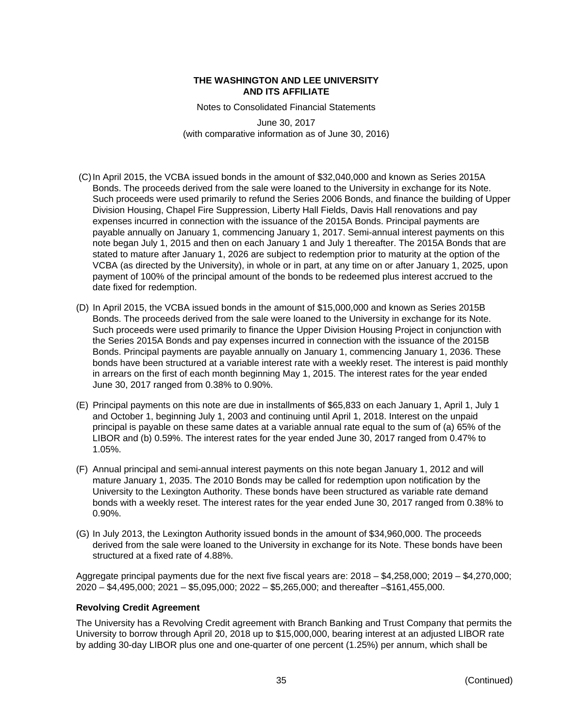(C) In April 2015, the VCBA issued bonds in the amount of $32,040,000 and known as Series 2015A Bonds. The proceeds derived from the sale were loaned to the University in exchange for its Note. Such proceeds were used primarily to refund the Series 2006 Bonds, and finance the building of Upper Division Housing, Chapel Fire Suppression, Liberty Hall Fields, Davis Hall renovations and pay expenses incurred in connection with the issuance of the 2015A Bonds. Principal payments are payable annually on January 1, commencing January 1, 2017. Semi-annual interest payments on this note began July 1, 2015 and then on each January 1 and July 1 thereafter. The 2015A Bonds that are stated to mature after January 1, 2026 are subject to redemption prior to maturity at the option of the VCBA (as directed by the University), in whole or in part, at any time on or after January 1, 2025, upon payment of 100% of the principal amount of the bonds to be redeemed plus interest accrued to the date fixed for redemption.

(D) In April 2015, the VCBA issued bonds in the amount of $15,000,000 and known as Series 2015B Bonds. The proceeds derived from the sale were loaned to the University in exchange for its Note. Such proceeds were used primarily to finance the Upper Division Housing Project in conjunction with the Series 2015A Bonds and pay expenses incurred in connection with the issuance of the 2015B Bonds. Principal payments are payable annually on January 1, commencing January 1, 2036. These bonds have been structured at a variable interest rate with a weekly reset. The interest is paid monthly in arrears on the first of each month beginning May 1, 2015. The interest rates for the year ended June 30, 2017 ranged from 0.38% to 0.90%.

(E) Principal payments on this note are due in installments of $65,833 on each January 1, April 1, July 1 and October 1, beginning July 1, 2003 and continuing until April 1, 2018. Interest on the unpaid principal is payable on these same dates at a variable annual rate equal to the sum of (a) 65% of the LIBOR and (b) 0.59%. The interest rates for the year ended June 30, 2017 ranged from 0.47% to 1.05%.

(F) Annual principal and semi-annual interest payments on this note began January 1, 2012 and will mature January 1, 2035. The 2010 Bonds may be called for redemption upon notification by the University to the Lexington Authority. These bonds have been structured as variable rate demand bonds with a weekly reset. The interest rates for the year ended June 30, 2017 ranged from 0.38% to 0.90%.

(G) In July 2013, the Lexington Authority issued bonds in the amount of $34,960,000. The proceeds derived from the sale were loaned to the University in exchange for its Note. These bonds have been structured at a fixed rate of 4.88%.

Aggregate principal payments due for the next five fiscal years are: 2018 – $4,258,000; 2019 – $4,270,000; 2020 – $4,495,000; 2021 – $5,095,000; 2022 – $5,265,000; and thereafter –$161,455,000.

**Revolving Credit Agreement**

The University has a Revolving Credit agreement with Branch Banking and Trust Company that permits the University to borrow through April 20, 2018 up to $15,000,000, bearing interest at an adjusted LIBOR rate by adding 30-day LIBOR plus one and one-quarter of one percent (1.25%) per annum, which shall be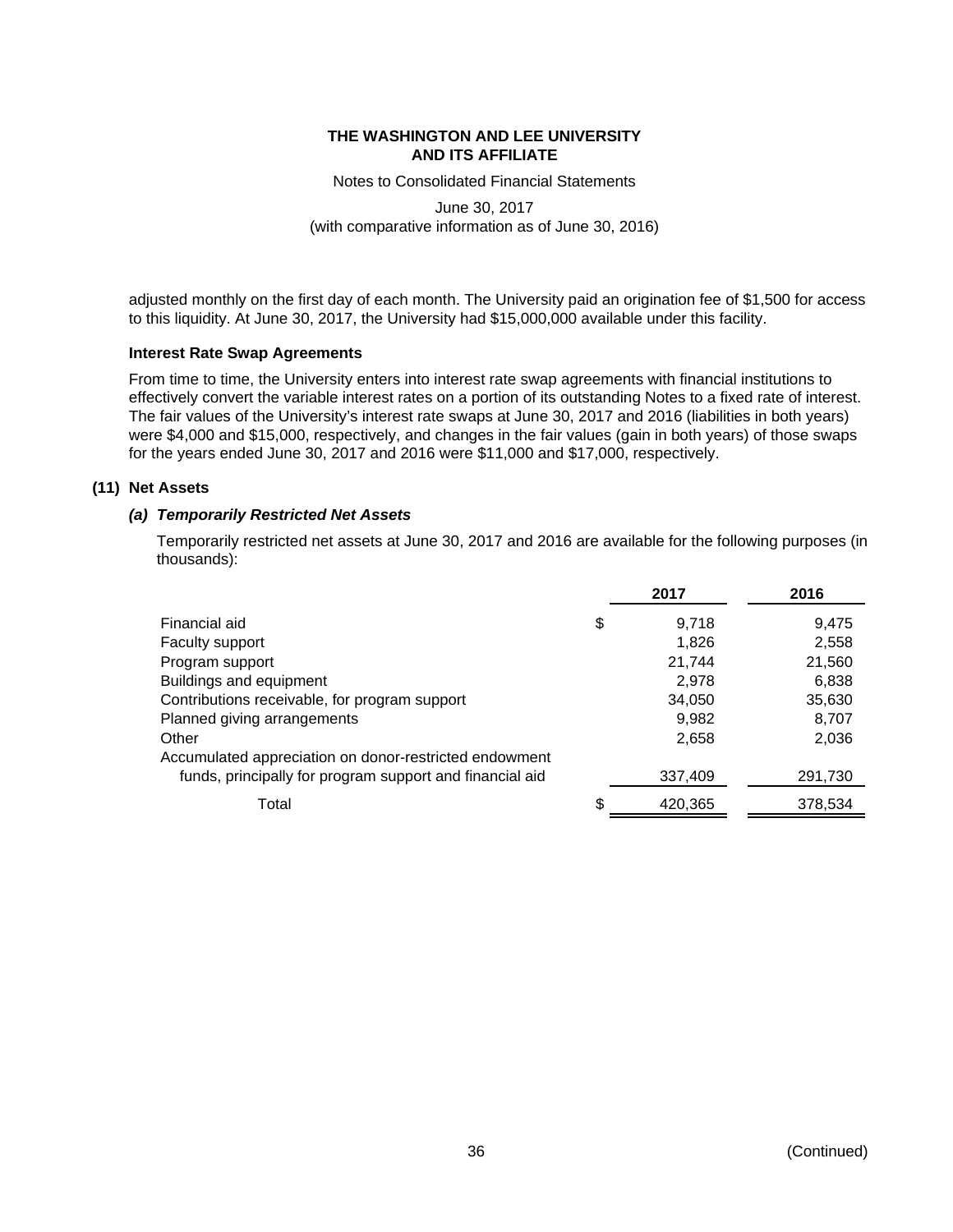adjusted monthly on the first day of each month. The University paid an origination fee of $1,500 for access to this liquidity. At June 30, 2017, the University had $15,000,000 available under this facility.

### Interest Rate Swap Agreements

From time to time, the University enters into interest rate swap agreements with financial institutions to effectively convert the variable interest rates on a portion of its outstanding Notes to a fixed rate of interest. The fair values of the University's interest rate swaps at June 30, 2017 and 2016 (liabilities in both years) were $4,000 and $15,000, respectively, and changes in the fair values (gain in both years) of those swaps for the years ended June 30, 2017 and 2016 were $11,000 and $17,000, respectively.

## (11) Net Assets

### *(a) Temporarily Restricted Net Assets*

Temporarily restricted net assets at June 30, 2017 and 2016 are available for the following purposes (in thousands):

| | 2017 | 2016 |
|---|---|---|
| Financial aid | $ 9,718 | 9,475 |
| Faculty support | 1,826 | 2,558 |
| Program support | 21,744 | 21,560 |
| Buildings and equipment | 2,978 | 6,838 |
| Contributions receivable, for program support | 34,050 | 35,630 |
| Planned giving arrangements | 9,982 | 8,707 |
| Other | 2,658 | 2,036 |
| Accumulated appreciation on donor-restricted endowment funds, principally for program support and financial aid | 337,409 | 291,730 |
| Total | $ 420,365 | 378,534 |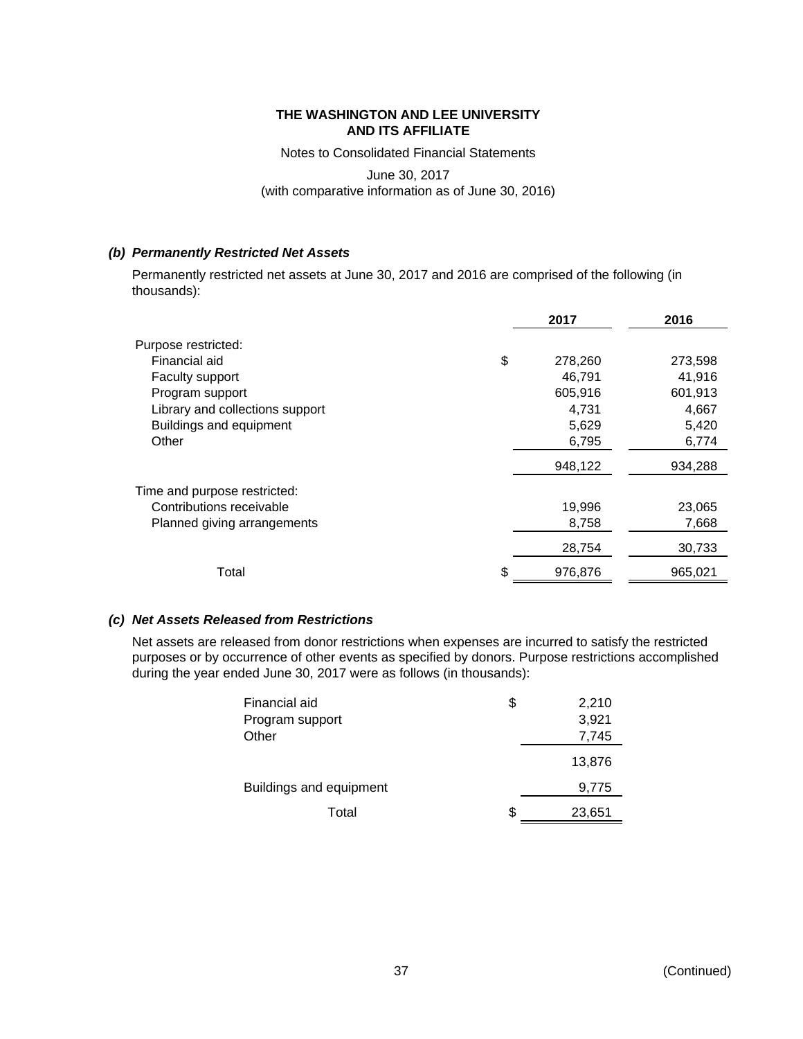**THE WASHINGTON AND LEE UNIVERSITY AND ITS AFFILIATE**

Notes to Consolidated Financial Statements

June 30, 2017
(with comparative information as of June 30, 2016)

### *(b) Permanently Restricted Net Assets*

Permanently restricted net assets at June 30, 2017 and 2016 are comprised of the following (in thousands):

| | 2017 | 2016 |
|---|---|---|
| Purpose restricted: | | |
| Financial aid | $ 278,260 | 273,598 |
| Faculty support | 46,791 | 41,916 |
| Program support | 605,916 | 601,913 |
| Library and collections support | 4,731 | 4,667 |
| Buildings and equipment | 5,629 | 5,420 |
| Other | 6,795 | 6,774 |
| | 948,122 | 934,288 |
| Time and purpose restricted: | | |
| Contributions receivable | 19,996 | 23,065 |
| Planned giving arrangements | 8,758 | 7,668 |
| | 28,754 | 30,733 |
| Total | $ 976,876 | 965,021 |

### *(c) Net Assets Released from Restrictions*

Net assets are released from donor restrictions when expenses are incurred to satisfy the restricted purposes or by occurrence of other events as specified by donors. Purpose restrictions accomplished during the year ended June 30, 2017 were as follows (in thousands):

| | |
|---|---|
| Financial aid | $ 2,210 |
| Program support | 3,921 |
| Other | 7,745 |
| | 13,876 |
| Buildings and equipment | 9,775 |
| Total | $ 23,651 |

(Continued)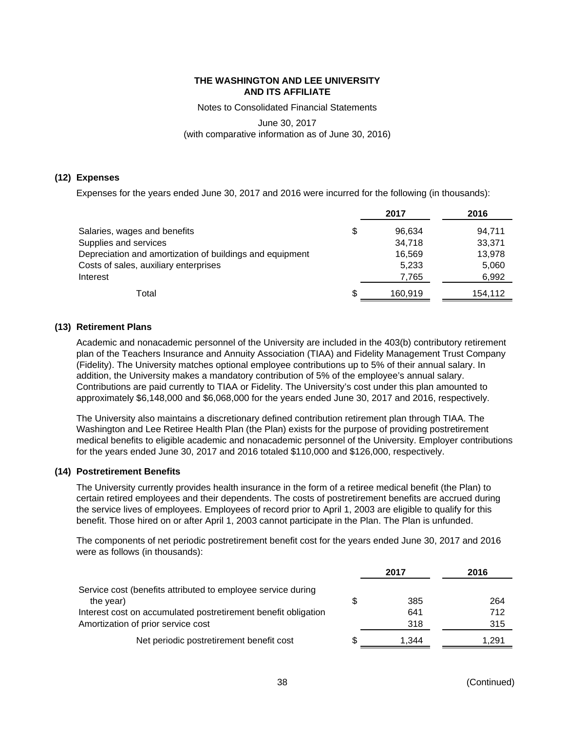**THE WASHINGTON AND LEE UNIVERSITY AND ITS AFFILIATE**

Notes to Consolidated Financial Statements

June 30, 2017

(with comparative information as of June 30, 2016)

## (12) Expenses

Expenses for the years ended June 30, 2017 and 2016 were incurred for the following (in thousands):

| | | 2017 | 2016 |
|---|---|---|---|
| Salaries, wages and benefits | $ | 96,634 | 94,711 |
| Supplies and services | | 34,718 | 33,371 |
| Depreciation and amortization of buildings and equipment | | 16,569 | 13,978 |
| Costs of sales, auxiliary enterprises | | 5,233 | 5,060 |
| Interest | | 7,765 | 6,992 |
| Total | $ | 160,919 | 154,112 |

## (13) Retirement Plans

Academic and nonacademic personnel of the University are included in the 403(b) contributory retirement plan of the Teachers Insurance and Annuity Association (TIAA) and Fidelity Management Trust Company (Fidelity). The University matches optional employee contributions up to 5% of their annual salary. In addition, the University makes a mandatory contribution of 5% of the employee's annual salary. Contributions are paid currently to TIAA or Fidelity. The University's cost under this plan amounted to approximately $6,148,000 and $6,068,000 for the years ended June 30, 2017 and 2016, respectively.

The University also maintains a discretionary defined contribution retirement plan through TIAA. The Washington and Lee Retiree Health Plan (the Plan) exists for the purpose of providing postretirement medical benefits to eligible academic and nonacademic personnel of the University. Employer contributions for the years ended June 30, 2017 and 2016 totaled $110,000 and $126,000, respectively.

## (14) Postretirement Benefits

The University currently provides health insurance in the form of a retiree medical benefit (the Plan) to certain retired employees and their dependents. The costs of postretirement benefits are accrued during the service lives of employees. Employees of record prior to April 1, 2003 are eligible to qualify for this benefit. Those hired on or after April 1, 2003 cannot participate in the Plan. The Plan is unfunded.

The components of net periodic postretirement benefit cost for the years ended June 30, 2017 and 2016 were as follows (in thousands):

| | | 2017 | 2016 |
|---|---|---|---|
| Service cost (benefits attributed to employee service during the year) | $ | 385 | 264 |
| Interest cost on accumulated postretirement benefit obligation | | 641 | 712 |
| Amortization of prior service cost | | 318 | 315 |
| Net periodic postretirement benefit cost | $ | 1,344 | 1,291 |

(Continued)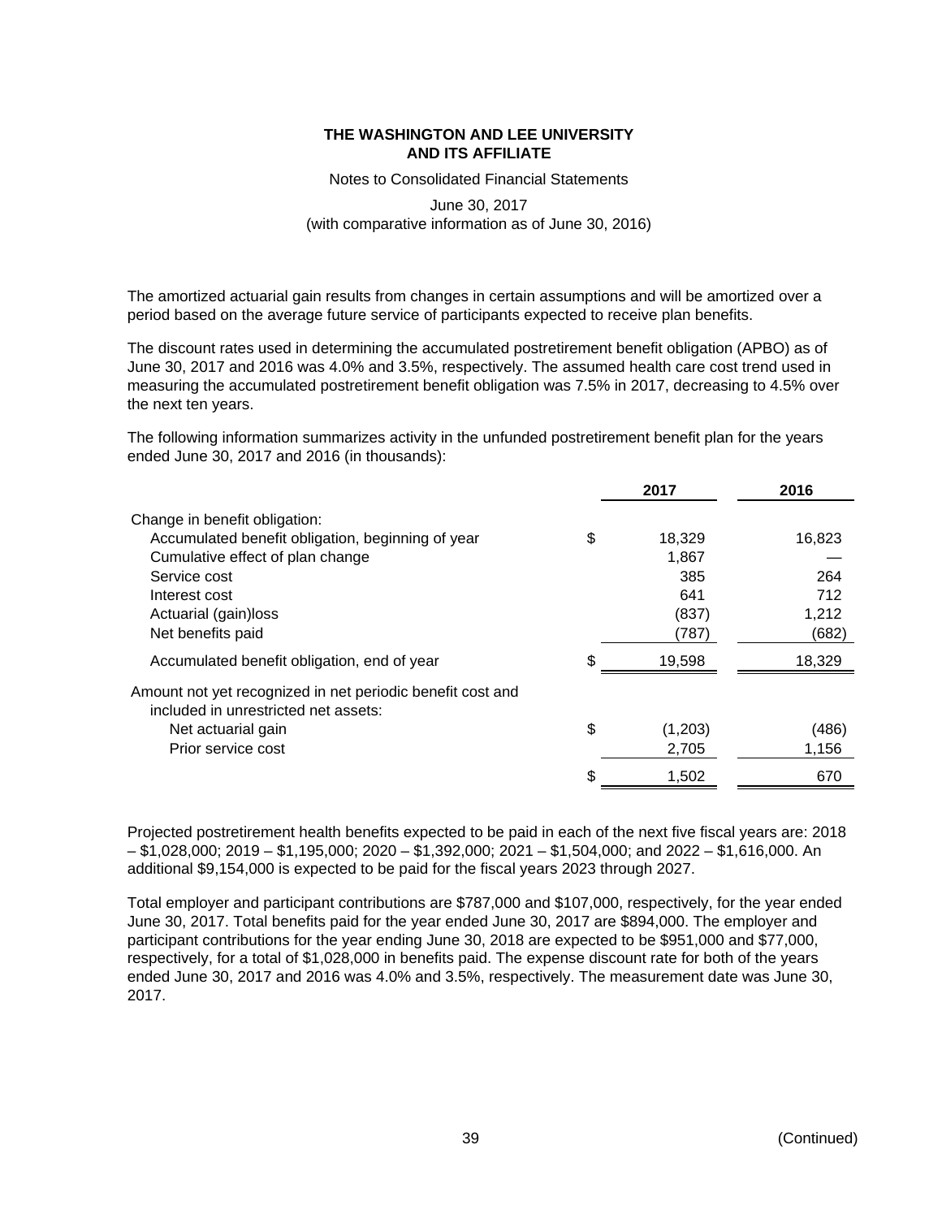The amortized actuarial gain results from changes in certain assumptions and will be amortized over a period based on the average future service of participants expected to receive plan benefits.

The discount rates used in determining the accumulated postretirement benefit obligation (APBO) as of June 30, 2017 and 2016 was 4.0% and 3.5%, respectively. The assumed health care cost trend used in measuring the accumulated postretirement benefit obligation was 7.5% in 2017, decreasing to 4.5% over the next ten years.

The following information summarizes activity in the unfunded postretirement benefit plan for the years ended June 30, 2017 and 2016 (in thousands):

| | | 2017 | 2016 |
|---|---|---|---|
| Change in benefit obligation: | | | |
| Accumulated benefit obligation, beginning of year | $ | 18,329 | 16,823 |
| Cumulative effect of plan change | | 1,867 | — |
| Service cost | | 385 | 264 |
| Interest cost | | 641 | 712 |
| Actuarial (gain)loss | | (837) | 1,212 |
| Net benefits paid | | (787) | (682) |
| Accumulated benefit obligation, end of year | $ | 19,598 | 18,329 |
| Amount not yet recognized in net periodic benefit cost and included in unrestricted net assets: | | | |
| Net actuarial gain | $ | (1,203) | (486) |
| Prior service cost | | 2,705 | 1,156 |
| | $ | 1,502 | 670 |

Projected postretirement health benefits expected to be paid in each of the next five fiscal years are: 2018 – $1,028,000; 2019 – $1,195,000; 2020 – $1,392,000; 2021 – $1,504,000; and 2022 – $1,616,000. An additional $9,154,000 is expected to be paid for the fiscal years 2023 through 2027.

Total employer and participant contributions are $787,000 and $107,000, respectively, for the year ended June 30, 2017. Total benefits paid for the year ended June 30, 2017 are $894,000. The employer and participant contributions for the year ending June 30, 2018 are expected to be $951,000 and $77,000, respectively, for a total of $1,028,000 in benefits paid. The expense discount rate for both of the years ended June 30, 2017 and 2016 was 4.0% and 3.5%, respectively. The measurement date was June 30, 2017.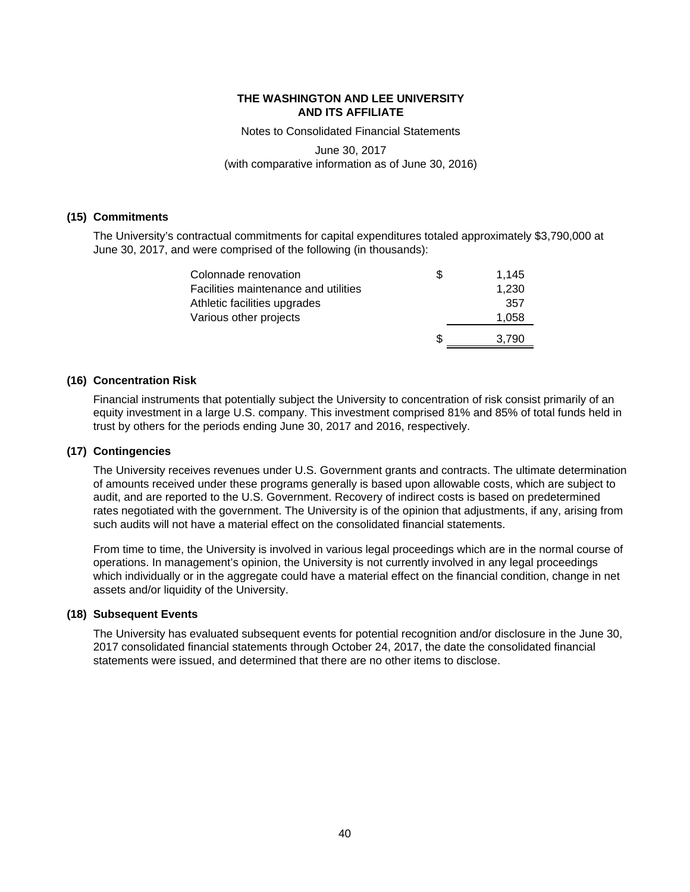**THE WASHINGTON AND LEE UNIVERSITY AND ITS AFFILIATE**

Notes to Consolidated Financial Statements

June 30, 2017
(with comparative information as of June 30, 2016)

## (15) Commitments

The University's contractual commitments for capital expenditures totaled approximately $3,790,000 at June 30, 2017, and were comprised of the following (in thousands):

| | |
|---|---|
| Colonnade renovation | $ 1,145 |
| Facilities maintenance and utilities | 1,230 |
| Athletic facilities upgrades | 357 |
| Various other projects | 1,058 |
| | $ 3,790 |

## (16) Concentration Risk

Financial instruments that potentially subject the University to concentration of risk consist primarily of an equity investment in a large U.S. company. This investment comprised 81% and 85% of total funds held in trust by others for the periods ending June 30, 2017 and 2016, respectively.

## (17) Contingencies

The University receives revenues under U.S. Government grants and contracts. The ultimate determination of amounts received under these programs generally is based upon allowable costs, which are subject to audit, and are reported to the U.S. Government. Recovery of indirect costs is based on predetermined rates negotiated with the government. The University is of the opinion that adjustments, if any, arising from such audits will not have a material effect on the consolidated financial statements.

From time to time, the University is involved in various legal proceedings which are in the normal course of operations. In management's opinion, the University is not currently involved in any legal proceedings which individually or in the aggregate could have a material effect on the financial condition, change in net assets and/or liquidity of the University.

## (18) Subsequent Events

The University has evaluated subsequent events for potential recognition and/or disclosure in the June 30, 2017 consolidated financial statements through October 24, 2017, the date the consolidated financial statements were issued, and determined that there are no other items to disclose.